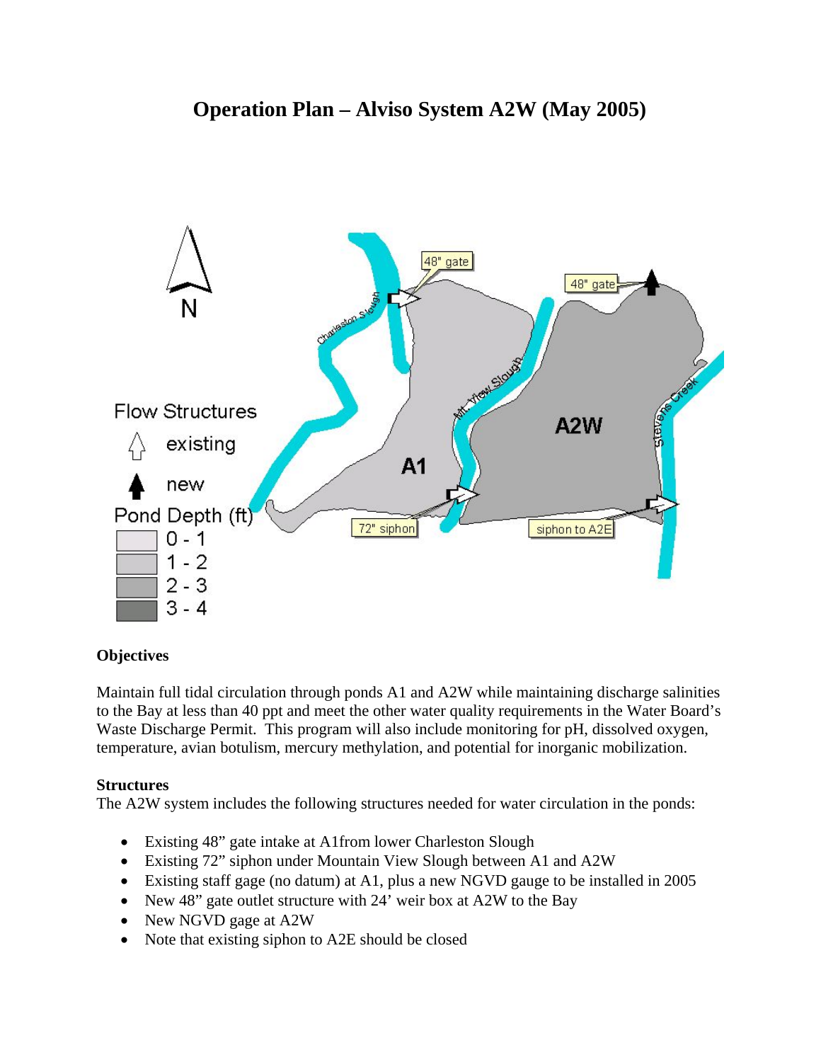# Operation Plan – Alviso System A2W (May 2005)

**Objectives**

Maintain full tidal circulation through ponds A1 and A2W while maintaining discharge salinities to the Bay at less than 40 ppt and meet the other water quality requirements in the Water Board's Waste Discharge Permit. This program will also include monitoring for pH, dissolved oxygen, temperature, avian botulism, mercury methylation, and potential for inorganic mobilization.

**Structures**

The A2W system includes the following structures needed for water circulation in the ponds:

- Existing 48" gate intake at A1from lower Charleston Slough
- Existing 72" siphon under Mountain View Slough between A1 and A2W
- Existing staff gage (no datum) at A1, plus a new NGVD gauge to be installed in 2005
- New 48" gate outlet structure with 24' weir box at A2W to the Bay
- New NGVD gage at A2W
- Note that existing siphon to A2E should be closed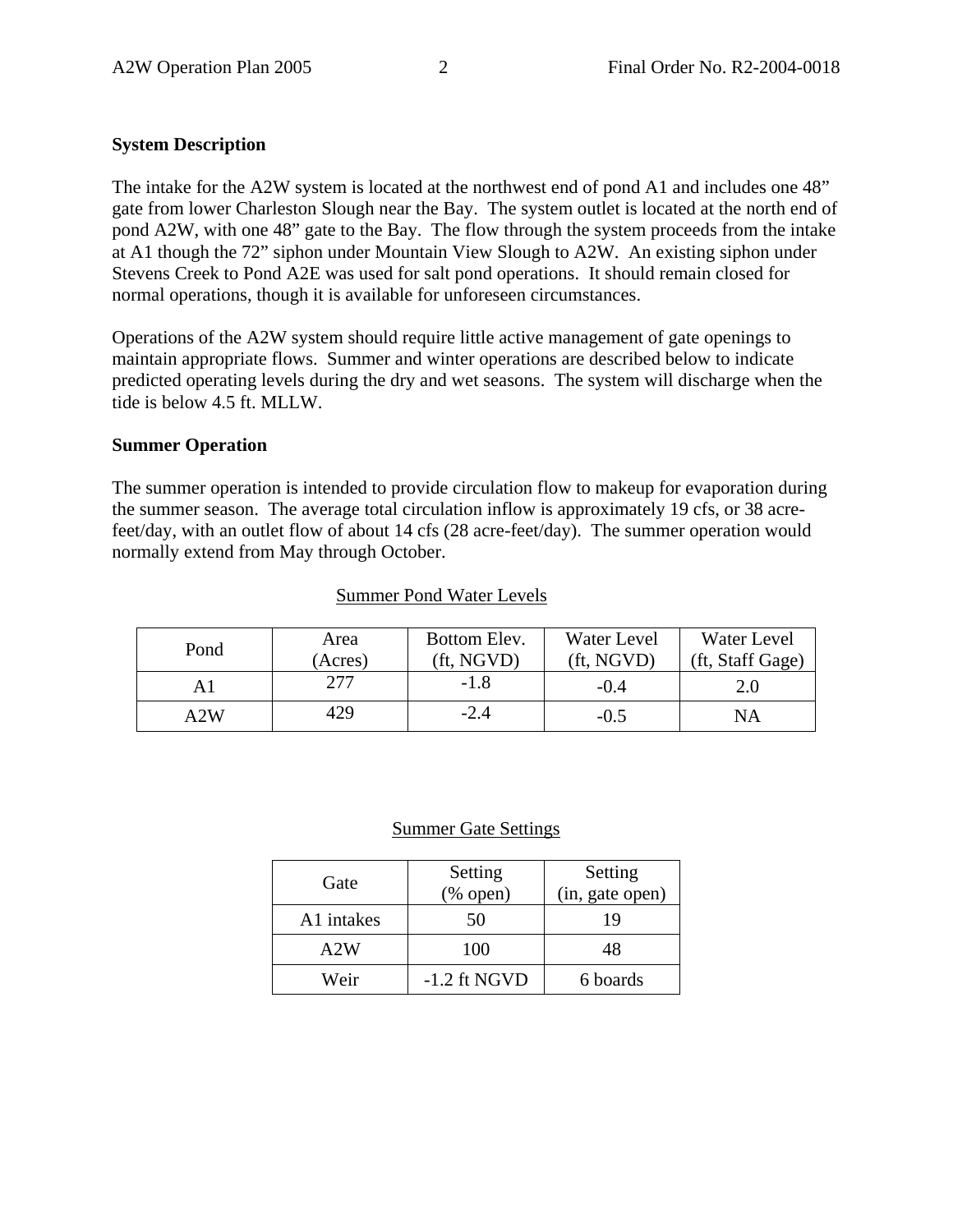**System Description**

The intake for the A2W system is located at the northwest end of pond A1 and includes one 48” gate from lower Charleston Slough near the Bay. The system outlet is located at the north end of pond A2W, with one 48” gate to the Bay. The flow through the system proceeds from the intake at A1 though the 72” siphon under Mountain View Slough to A2W. An existing siphon under Stevens Creek to Pond A2E was used for salt pond operations. It should remain closed for normal operations, though it is available for unforeseen circumstances.

Operations of the A2W system should require little active management of gate openings to maintain appropriate flows. Summer and winter operations are described below to indicate predicted operating levels during the dry and wet seasons. The system will discharge when the tide is below 4.5 ft. MLLW.

**Summer Operation**

The summer operation is intended to provide circulation flow to makeup for evaporation during the summer season. The average total circulation inflow is approximately 19 cfs, or 38 acre-feet/day, with an outlet flow of about 14 cfs (28 acre-feet/day). The summer operation would normally extend from May through October.

Summer Pond Water Levels

| Pond | Area (Acres) | Bottom Elev. (ft, NGVD) | Water Level (ft, NGVD) | Water Level (ft, Staff Gage) |
|---|---|---|---|---|
| A1 | 277 | -1.8 | -0.4 | 2.0 |
| A2W | 429 | -2.4 | -0.5 | NA |

Summer Gate Settings

| Gate | Setting (% open) | Setting (in, gate open) |
|---|---|---|
| A1 intakes | 50 | 19 |
| A2W | 100 | 48 |
| Weir | -1.2 ft NGVD | 6 boards |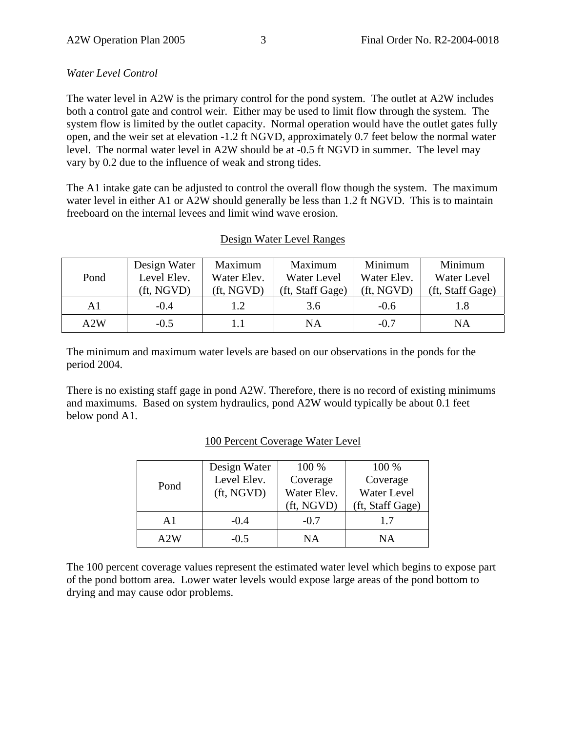*Water Level Control*

The water level in A2W is the primary control for the pond system. The outlet at A2W includes both a control gate and control weir. Either may be used to limit flow through the system. The system flow is limited by the outlet capacity. Normal operation would have the outlet gates fully open, and the weir set at elevation -1.2 ft NGVD, approximately 0.7 feet below the normal water level. The normal water level in A2W should be at -0.5 ft NGVD in summer. The level may vary by 0.2 due to the influence of weak and strong tides.

The A1 intake gate can be adjusted to control the overall flow though the system. The maximum water level in either A1 or A2W should generally be less than 1.2 ft NGVD. This is to maintain freeboard on the internal levees and limit wind wave erosion.

<u>Design Water Level Ranges</u>

| Pond | Design Water Level Elev. (ft, NGVD) | Maximum Water Elev. (ft, NGVD) | Maximum Water Level (ft, Staff Gage) | Minimum Water Elev. (ft, NGVD) | Minimum Water Level (ft, Staff Gage) |
|---|---|---|---|---|---|
| A1 | -0.4 | 1.2 | 3.6 | -0.6 | 1.8 |
| A2W | -0.5 | 1.1 | NA | -0.7 | NA |

The minimum and maximum water levels are based on our observations in the ponds for the period 2004.

There is no existing staff gage in pond A2W. Therefore, there is no record of existing minimums and maximums. Based on system hydraulics, pond A2W would typically be about 0.1 feet below pond A1.

<u>100 Percent Coverage Water Level</u>

| Pond | Design Water Level Elev. (ft, NGVD) | 100 % Coverage Water Elev. (ft, NGVD) | 100 % Coverage Water Level (ft, Staff Gage) |
|---|---|---|---|
| A1 | -0.4 | -0.7 | 1.7 |
| A2W | -0.5 | NA | NA |

The 100 percent coverage values represent the estimated water level which begins to expose part of the pond bottom area. Lower water levels would expose large areas of the pond bottom to drying and may cause odor problems.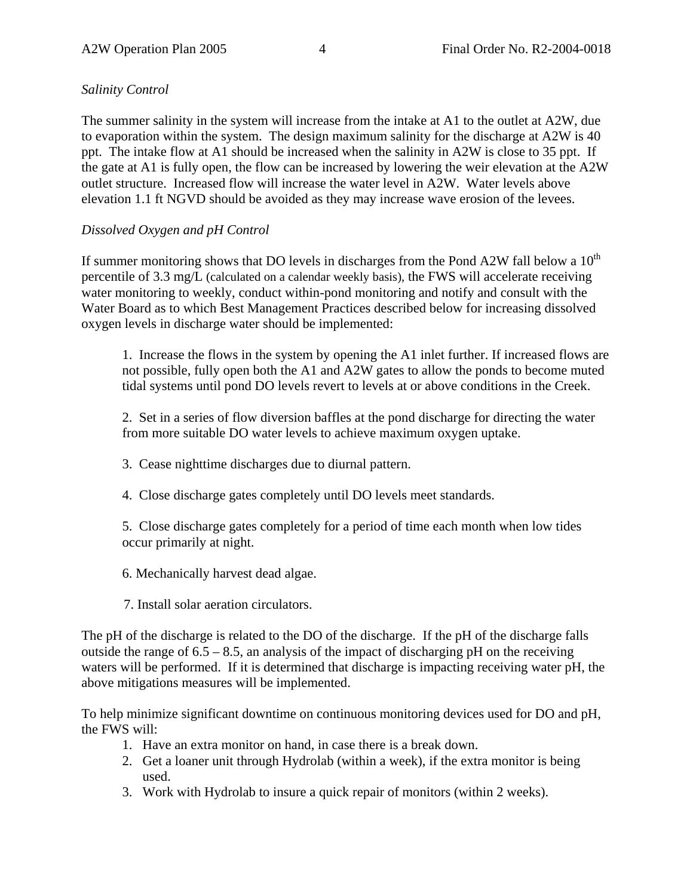*Salinity Control*

The summer salinity in the system will increase from the intake at A1 to the outlet at A2W, due to evaporation within the system. The design maximum salinity for the discharge at A2W is 40 ppt. The intake flow at A1 should be increased when the salinity in A2W is close to 35 ppt. If the gate at A1 is fully open, the flow can be increased by lowering the weir elevation at the A2W outlet structure. Increased flow will increase the water level in A2W. Water levels above elevation 1.1 ft NGVD should be avoided as they may increase wave erosion of the levees.

*Dissolved Oxygen and pH Control*

If summer monitoring shows that DO levels in discharges from the Pond A2W fall below a 10$^{th}$ percentile of 3.3 mg/L (calculated on a calendar weekly basis), the FWS will accelerate receiving water monitoring to weekly, conduct within-pond monitoring and notify and consult with the Water Board as to which Best Management Practices described below for increasing dissolved oxygen levels in discharge water should be implemented:

1. Increase the flows in the system by opening the A1 inlet further. If increased flows are not possible, fully open both the A1 and A2W gates to allow the ponds to become muted tidal systems until pond DO levels revert to levels at or above conditions in the Creek.

2. Set in a series of flow diversion baffles at the pond discharge for directing the water from more suitable DO water levels to achieve maximum oxygen uptake.

3. Cease nighttime discharges due to diurnal pattern.

4. Close discharge gates completely until DO levels meet standards.

5. Close discharge gates completely for a period of time each month when low tides occur primarily at night.

6. Mechanically harvest dead algae.

7. Install solar aeration circulators.

The pH of the discharge is related to the DO of the discharge. If the pH of the discharge falls outside the range of 6.5 – 8.5, an analysis of the impact of discharging pH on the receiving waters will be performed. If it is determined that discharge is impacting receiving water pH, the above mitigations measures will be implemented.

To help minimize significant downtime on continuous monitoring devices used for DO and pH, the FWS will:

1. Have an extra monitor on hand, in case there is a break down.
2. Get a loaner unit through Hydrolab (within a week), if the extra monitor is being used.
3. Work with Hydrolab to insure a quick repair of monitors (within 2 weeks).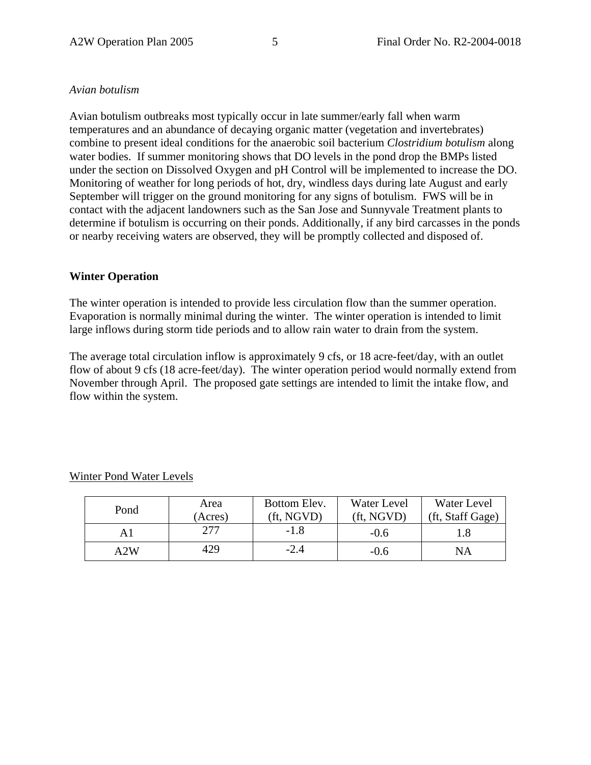*Avian botulism*

Avian botulism outbreaks most typically occur in late summer/early fall when warm temperatures and an abundance of decaying organic matter (vegetation and invertebrates) combine to present ideal conditions for the anaerobic soil bacterium *Clostridium botulism* along water bodies. If summer monitoring shows that DO levels in the pond drop the BMPs listed under the section on Dissolved Oxygen and pH Control will be implemented to increase the DO. Monitoring of weather for long periods of hot, dry, windless days during late August and early September will trigger on the ground monitoring for any signs of botulism. FWS will be in contact with the adjacent landowners such as the San Jose and Sunnyvale Treatment plants to determine if botulism is occurring on their ponds. Additionally, if any bird carcasses in the ponds or nearby receiving waters are observed, they will be promptly collected and disposed of.

**Winter Operation**

The winter operation is intended to provide less circulation flow than the summer operation. Evaporation is normally minimal during the winter. The winter operation is intended to limit large inflows during storm tide periods and to allow rain water to drain from the system.

The average total circulation inflow is approximately 9 cfs, or 18 acre-feet/day, with an outlet flow of about 9 cfs (18 acre-feet/day). The winter operation period would normally extend from November through April. The proposed gate settings are intended to limit the intake flow, and flow within the system.

Winter Pond Water Levels

| Pond | Area (Acres) | Bottom Elev. (ft, NGVD) | Water Level (ft, NGVD) | Water Level (ft, Staff Gage) |
|---|---|---|---|---|
| A1 | 277 | -1.8 | -0.6 | 1.8 |
| A2W | 429 | -2.4 | -0.6 | NA |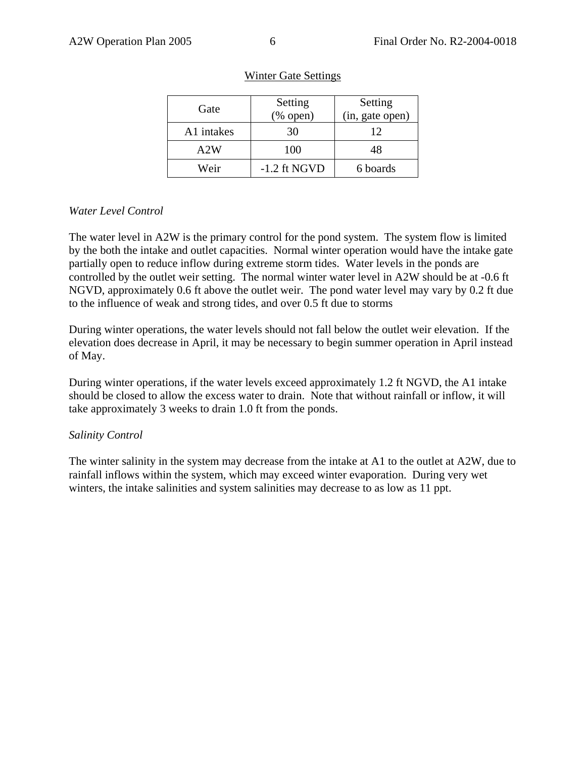Winter Gate Settings

| Gate | Setting (% open) | Setting (in, gate open) |
| --- | --- | --- |
| A1 intakes | 30 | 12 |
| A2W | 100 | 48 |
| Weir | -1.2 ft NGVD | 6 boards |

*Water Level Control*

The water level in A2W is the primary control for the pond system. The system flow is limited by the both the intake and outlet capacities. Normal winter operation would have the intake gate partially open to reduce inflow during extreme storm tides. Water levels in the ponds are controlled by the outlet weir setting. The normal winter water level in A2W should be at -0.6 ft NGVD, approximately 0.6 ft above the outlet weir. The pond water level may vary by 0.2 ft due to the influence of weak and strong tides, and over 0.5 ft due to storms

During winter operations, the water levels should not fall below the outlet weir elevation. If the elevation does decrease in April, it may be necessary to begin summer operation in April instead of May.

During winter operations, if the water levels exceed approximately 1.2 ft NGVD, the A1 intake should be closed to allow the excess water to drain. Note that without rainfall or inflow, it will take approximately 3 weeks to drain 1.0 ft from the ponds.

*Salinity Control*

The winter salinity in the system may decrease from the intake at A1 to the outlet at A2W, due to rainfall inflows within the system, which may exceed winter evaporation. During very wet winters, the intake salinities and system salinities may decrease to as low as 11 ppt.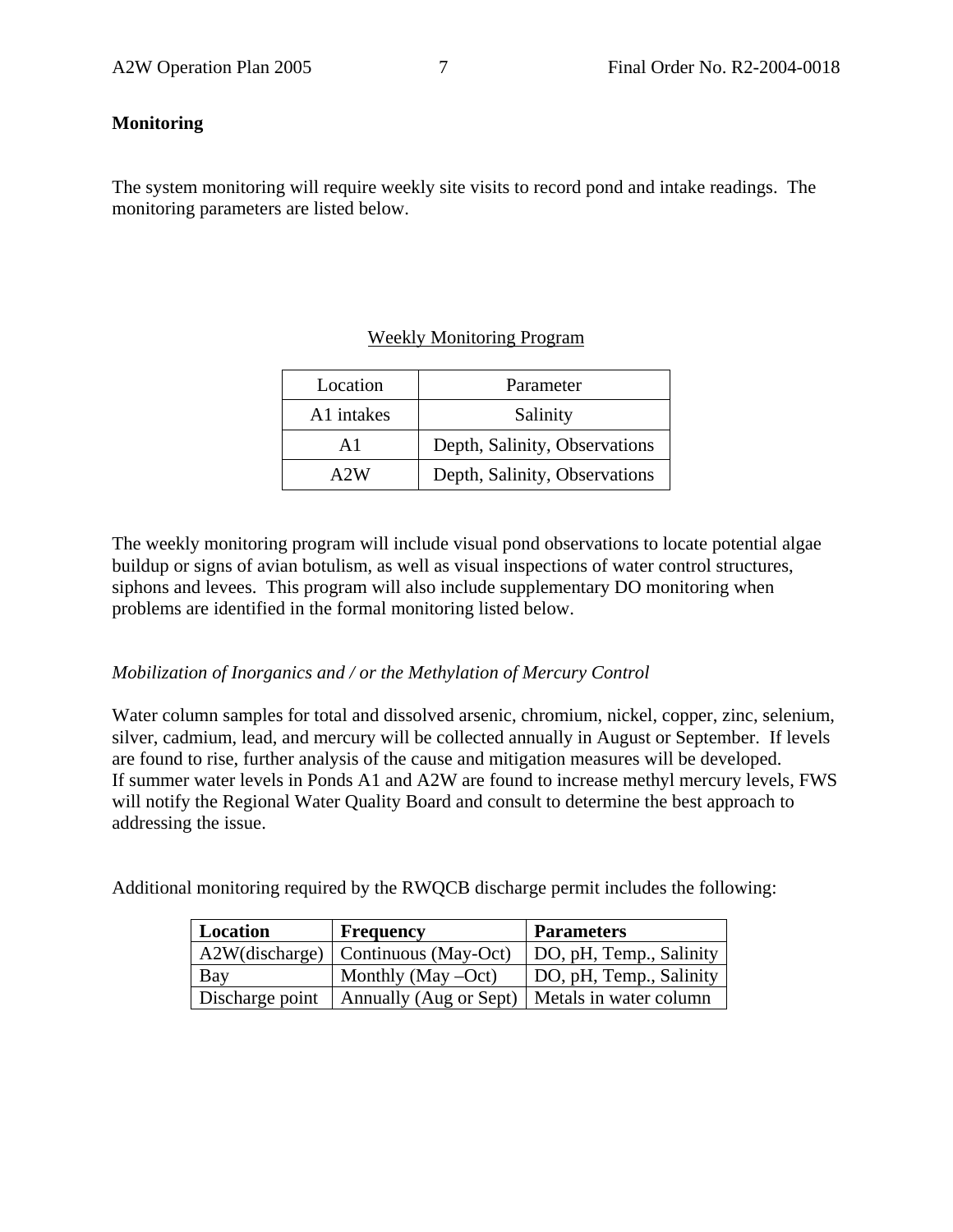## Monitoring

The system monitoring will require weekly site visits to record pond and intake readings. The monitoring parameters are listed below.

<u>Weekly Monitoring Program</u>

| Location | Parameter |
|---|---|
| A1 intakes | Salinity |
| A1 | Depth, Salinity, Observations |
| A2W | Depth, Salinity, Observations |

The weekly monitoring program will include visual pond observations to locate potential algae buildup or signs of avian botulism, as well as visual inspections of water control structures, siphons and levees. This program will also include supplementary DO monitoring when problems are identified in the formal monitoring listed below.

*Mobilization of Inorganics and / or the Methylation of Mercury Control*

Water column samples for total and dissolved arsenic, chromium, nickel, copper, zinc, selenium, silver, cadmium, lead, and mercury will be collected annually in August or September. If levels are found to rise, further analysis of the cause and mitigation measures will be developed. If summer water levels in Ponds A1 and A2W are found to increase methyl mercury levels, FWS will notify the Regional Water Quality Board and consult to determine the best approach to addressing the issue.

Additional monitoring required by the RWQCB discharge permit includes the following:

| **Location** | **Frequency** | **Parameters** |
|---|---|---|
| A2W(discharge) | Continuous (May-Oct) | DO, pH, Temp., Salinity |
| Bay | Monthly (May –Oct) | DO, pH, Temp., Salinity |
| Discharge point | Annually (Aug or Sept) | Metals in water column |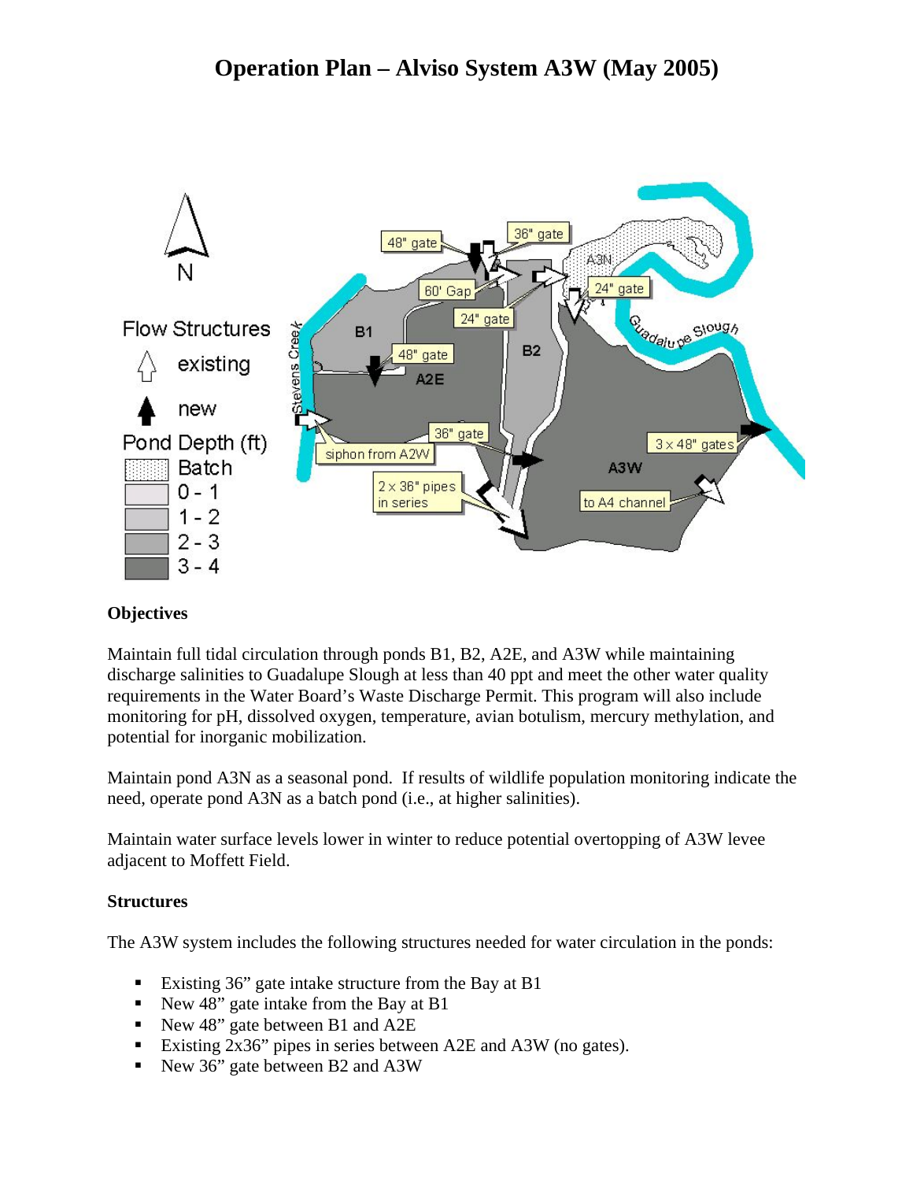# Operation Plan – Alviso System A3W (May 2005)

### Objectives

Maintain full tidal circulation through ponds B1, B2, A2E, and A3W while maintaining discharge salinities to Guadalupe Slough at less than 40 ppt and meet the other water quality requirements in the Water Board's Waste Discharge Permit. This program will also include monitoring for pH, dissolved oxygen, temperature, avian botulism, mercury methylation, and potential for inorganic mobilization.

Maintain pond A3N as a seasonal pond. If results of wildlife population monitoring indicate the need, operate pond A3N as a batch pond (i.e., at higher salinities).

Maintain water surface levels lower in winter to reduce potential overtopping of A3W levee adjacent to Moffett Field.

### Structures

The A3W system includes the following structures needed for water circulation in the ponds:

- Existing 36" gate intake structure from the Bay at B1
- New 48" gate intake from the Bay at B1
- New 48" gate between B1 and A2E
- Existing 2x36" pipes in series between A2E and A3W (no gates).
- New 36" gate between B2 and A3W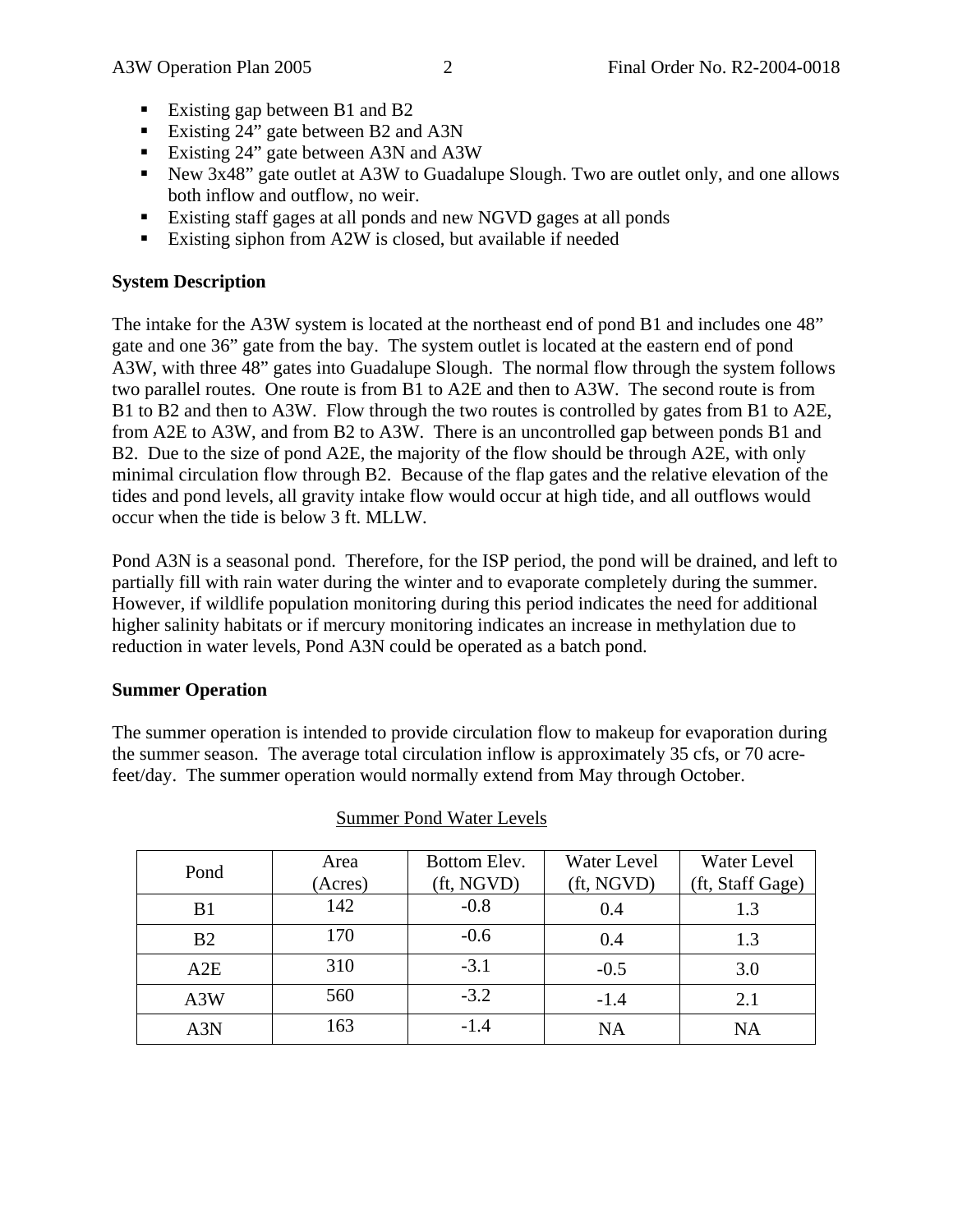- Existing gap between B1 and B2
- Existing 24” gate between B2 and A3N
- Existing 24” gate between A3N and A3W
- New 3x48” gate outlet at A3W to Guadalupe Slough. Two are outlet only, and one allows both inflow and outflow, no weir.
- Existing staff gages at all ponds and new NGVD gages at all ponds
- Existing siphon from A2W is closed, but available if needed

**System Description**

The intake for the A3W system is located at the northeast end of pond B1 and includes one 48” gate and one 36” gate from the bay. The system outlet is located at the eastern end of pond A3W, with three 48” gates into Guadalupe Slough. The normal flow through the system follows two parallel routes. One route is from B1 to A2E and then to A3W. The second route is from B1 to B2 and then to A3W. Flow through the two routes is controlled by gates from B1 to A2E, from A2E to A3W, and from B2 to A3W. There is an uncontrolled gap between ponds B1 and B2. Due to the size of pond A2E, the majority of the flow should be through A2E, with only minimal circulation flow through B2. Because of the flap gates and the relative elevation of the tides and pond levels, all gravity intake flow would occur at high tide, and all outflows would occur when the tide is below 3 ft. MLLW.

Pond A3N is a seasonal pond. Therefore, for the ISP period, the pond will be drained, and left to partially fill with rain water during the winter and to evaporate completely during the summer. However, if wildlife population monitoring during this period indicates the need for additional higher salinity habitats or if mercury monitoring indicates an increase in methylation due to reduction in water levels, Pond A3N could be operated as a batch pond.

**Summer Operation**

The summer operation is intended to provide circulation flow to makeup for evaporation during the summer season. The average total circulation inflow is approximately 35 cfs, or 70 acre-feet/day. The summer operation would normally extend from May through October.

Summer Pond Water Levels

| Pond | Area (Acres) | Bottom Elev. (ft, NGVD) | Water Level (ft, NGVD) | Water Level (ft, Staff Gage) |
|---|---|---|---|---|
| B1 | 142 | -0.8 | 0.4 | 1.3 |
| B2 | 170 | -0.6 | 0.4 | 1.3 |
| A2E | 310 | -3.1 | -0.5 | 3.0 |
| A3W | 560 | -3.2 | -1.4 | 2.1 |
| A3N | 163 | -1.4 | NA | NA |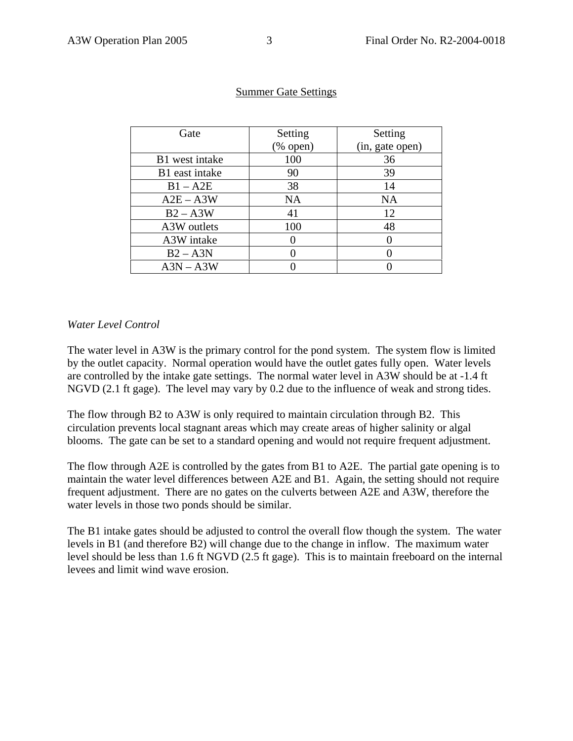Summer Gate Settings

| Gate | Setting (% open) | Setting (in, gate open) |
|---|---|---|
| B1 west intake | 100 | 36 |
| B1 east intake | 90 | 39 |
| B1 – A2E | 38 | 14 |
| A2E – A3W | NA | NA |
| B2 – A3W | 41 | 12 |
| A3W outlets | 100 | 48 |
| A3W intake | 0 | 0 |
| B2 – A3N | 0 | 0 |
| A3N – A3W | 0 | 0 |

*Water Level Control*

The water level in A3W is the primary control for the pond system. The system flow is limited by the outlet capacity. Normal operation would have the outlet gates fully open. Water levels are controlled by the intake gate settings. The normal water level in A3W should be at -1.4 ft NGVD (2.1 ft gage). The level may vary by 0.2 due to the influence of weak and strong tides.

The flow through B2 to A3W is only required to maintain circulation through B2. This circulation prevents local stagnant areas which may create areas of higher salinity or algal blooms. The gate can be set to a standard opening and would not require frequent adjustment.

The flow through A2E is controlled by the gates from B1 to A2E. The partial gate opening is to maintain the water level differences between A2E and B1. Again, the setting should not require frequent adjustment. There are no gates on the culverts between A2E and A3W, therefore the water levels in those two ponds should be similar.

The B1 intake gates should be adjusted to control the overall flow though the system. The water levels in B1 (and therefore B2) will change due to the change in inflow. The maximum water level should be less than 1.6 ft NGVD (2.5 ft gage). This is to maintain freeboard on the internal levees and limit wind wave erosion.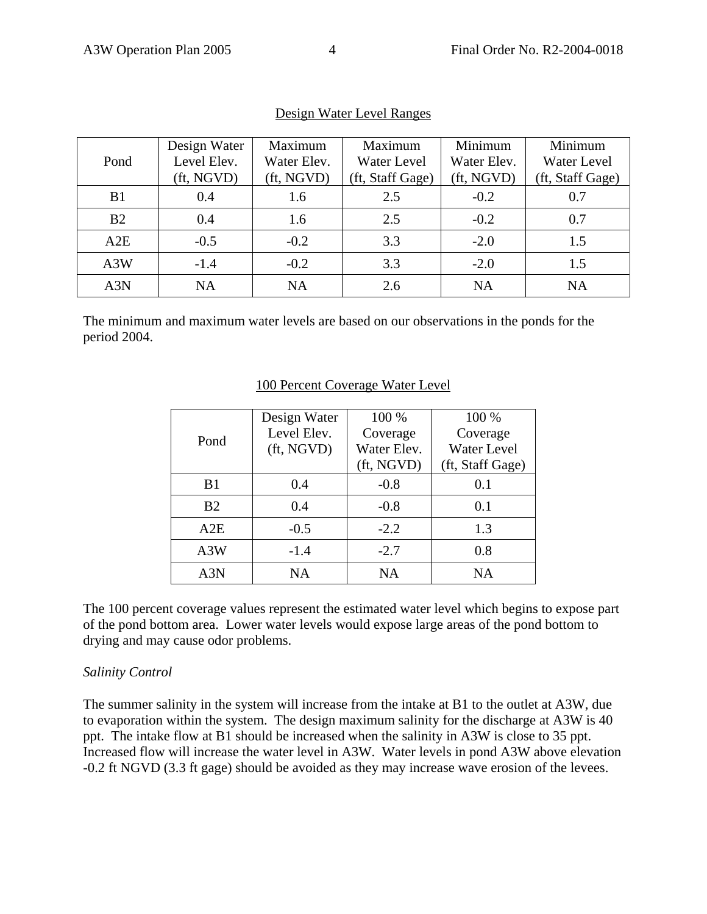Design Water Level Ranges

| Pond | Design Water Level Elev. (ft, NGVD) | Maximum Water Elev. (ft, NGVD) | Maximum Water Level (ft, Staff Gage) | Minimum Water Elev. (ft, NGVD) | Minimum Water Level (ft, Staff Gage) |
|---|---|---|---|---|---|
| B1 | 0.4 | 1.6 | 2.5 | -0.2 | 0.7 |
| B2 | 0.4 | 1.6 | 2.5 | -0.2 | 0.7 |
| A2E | -0.5 | -0.2 | 3.3 | -2.0 | 1.5 |
| A3W | -1.4 | -0.2 | 3.3 | -2.0 | 1.5 |
| A3N | NA | NA | 2.6 | NA | NA |

The minimum and maximum water levels are based on our observations in the ponds for the period 2004.

100 Percent Coverage Water Level

| Pond | Design Water Level Elev. (ft, NGVD) | 100 % Coverage Water Elev. (ft, NGVD) | 100 % Coverage Water Level (ft, Staff Gage) |
|---|---|---|---|
| B1 | 0.4 | -0.8 | 0.1 |
| B2 | 0.4 | -0.8 | 0.1 |
| A2E | -0.5 | -2.2 | 1.3 |
| A3W | -1.4 | -2.7 | 0.8 |
| A3N | NA | NA | NA |

The 100 percent coverage values represent the estimated water level which begins to expose part of the pond bottom area. Lower water levels would expose large areas of the pond bottom to drying and may cause odor problems.

*Salinity Control*

The summer salinity in the system will increase from the intake at B1 to the outlet at A3W, due to evaporation within the system. The design maximum salinity for the discharge at A3W is 40 ppt. The intake flow at B1 should be increased when the salinity in A3W is close to 35 ppt. Increased flow will increase the water level in A3W. Water levels in pond A3W above elevation -0.2 ft NGVD (3.3 ft gage) should be avoided as they may increase wave erosion of the levees.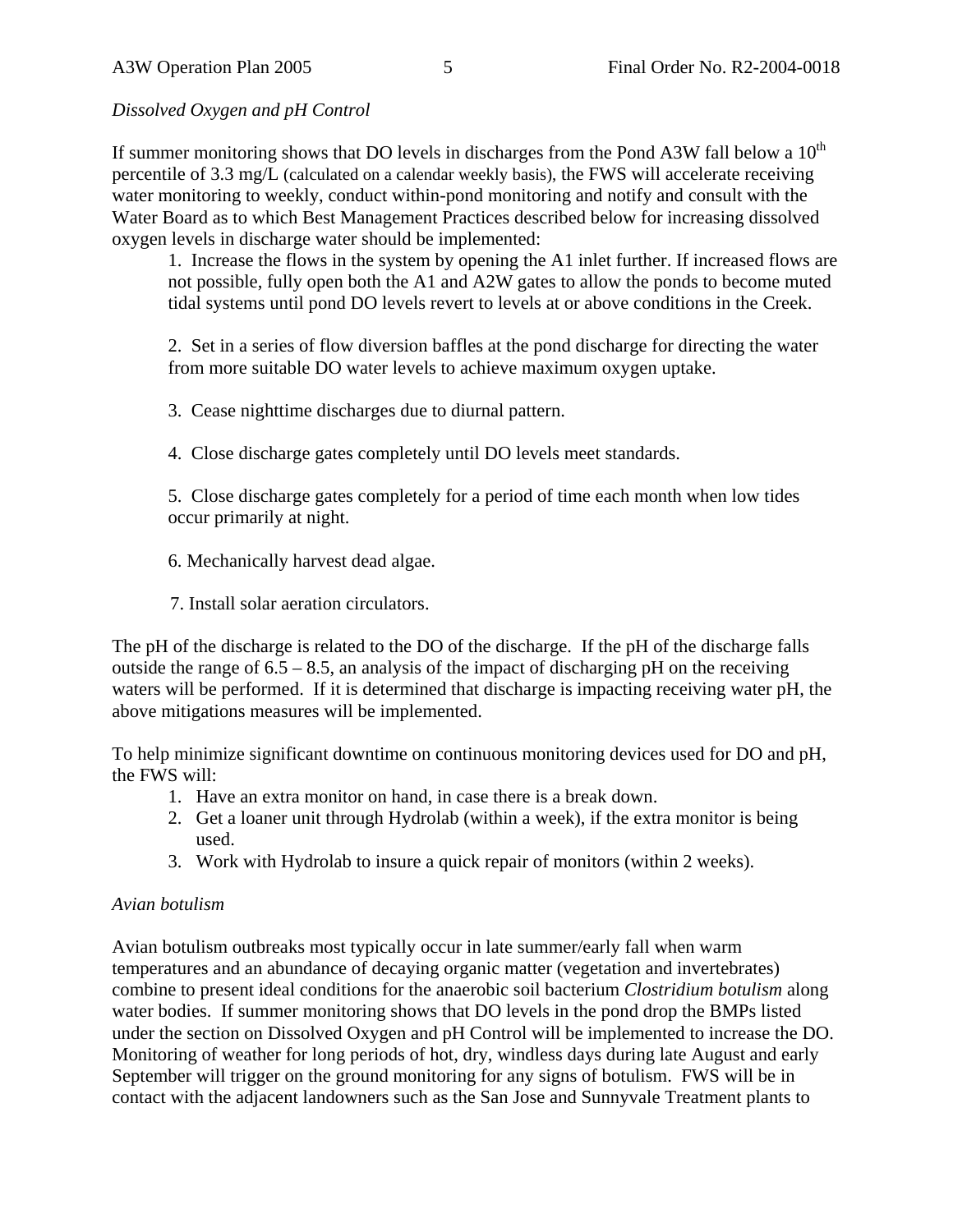*Dissolved Oxygen and pH Control*

If summer monitoring shows that DO levels in discharges from the Pond A3W fall below a 10$^{th}$ percentile of 3.3 mg/L (calculated on a calendar weekly basis), the FWS will accelerate receiving water monitoring to weekly, conduct within-pond monitoring and notify and consult with the Water Board as to which Best Management Practices described below for increasing dissolved oxygen levels in discharge water should be implemented:

1. Increase the flows in the system by opening the A1 inlet further. If increased flows are not possible, fully open both the A1 and A2W gates to allow the ponds to become muted tidal systems until pond DO levels revert to levels at or above conditions in the Creek.

2. Set in a series of flow diversion baffles at the pond discharge for directing the water from more suitable DO water levels to achieve maximum oxygen uptake.

3. Cease nighttime discharges due to diurnal pattern.

4. Close discharge gates completely until DO levels meet standards.

5. Close discharge gates completely for a period of time each month when low tides occur primarily at night.

6. Mechanically harvest dead algae.

7. Install solar aeration circulators.

The pH of the discharge is related to the DO of the discharge. If the pH of the discharge falls outside the range of 6.5 – 8.5, an analysis of the impact of discharging pH on the receiving waters will be performed. If it is determined that discharge is impacting receiving water pH, the above mitigations measures will be implemented.

To help minimize significant downtime on continuous monitoring devices used for DO and pH, the FWS will:

1. Have an extra monitor on hand, in case there is a break down.
2. Get a loaner unit through Hydrolab (within a week), if the extra monitor is being used.
3. Work with Hydrolab to insure a quick repair of monitors (within 2 weeks).

*Avian botulism*

Avian botulism outbreaks most typically occur in late summer/early fall when warm temperatures and an abundance of decaying organic matter (vegetation and invertebrates) combine to present ideal conditions for the anaerobic soil bacterium *Clostridium botulism* along water bodies. If summer monitoring shows that DO levels in the pond drop the BMPs listed under the section on Dissolved Oxygen and pH Control will be implemented to increase the DO. Monitoring of weather for long periods of hot, dry, windless days during late August and early September will trigger on the ground monitoring for any signs of botulism. FWS will be in contact with the adjacent landowners such as the San Jose and Sunnyvale Treatment plants to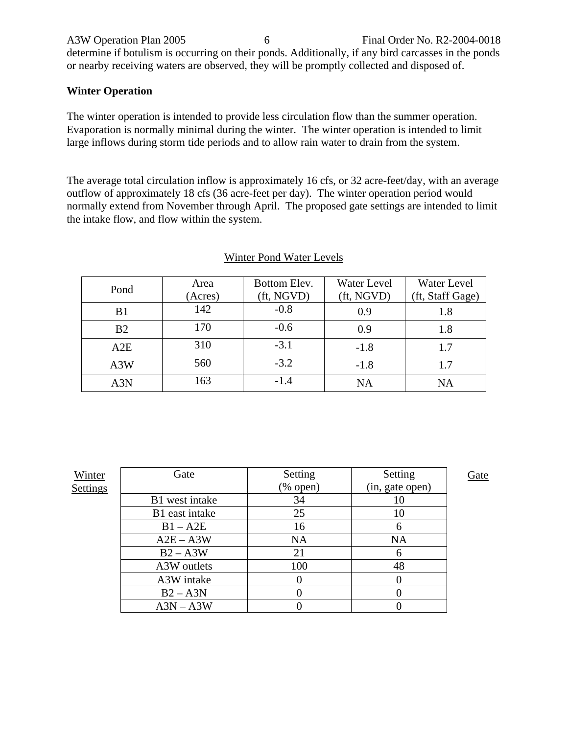determine if botulism is occurring on their ponds. Additionally, if any bird carcasses in the ponds or nearby receiving waters are observed, they will be promptly collected and disposed of.

**Winter Operation**

The winter operation is intended to provide less circulation flow than the summer operation. Evaporation is normally minimal during the winter. The winter operation is intended to limit large inflows during storm tide periods and to allow rain water to drain from the system.

The average total circulation inflow is approximately 16 cfs, or 32 acre-feet/day, with an average outflow of approximately 18 cfs (36 acre-feet per day). The winter operation period would normally extend from November through April. The proposed gate settings are intended to limit the intake flow, and flow within the system.

Winter Pond Water Levels

| Pond | Area (Acres) | Bottom Elev. (ft, NGVD) | Water Level (ft, NGVD) | Water Level (ft, Staff Gage) |
|---|---|---|---|---|
| B1 | 142 | -0.8 | 0.9 | 1.8 |
| B2 | 170 | -0.6 | 0.9 | 1.8 |
| A2E | 310 | -3.1 | -1.8 | 1.7 |
| A3W | 560 | -3.2 | -1.8 | 1.7 |
| A3N | 163 | -1.4 | NA | NA |

Winter Gate Settings

| Gate | Setting (% open) | Setting (in, gate open) |
|---|---|---|
| B1 west intake | 34 | 10 |
| B1 east intake | 25 | 10 |
| B1 – A2E | 16 | 6 |
| A2E – A3W | NA | NA |
| B2 – A3W | 21 | 6 |
| A3W outlets | 100 | 48 |
| A3W intake | 0 | 0 |
| B2 – A3N | 0 | 0 |
| A3N – A3W | 0 | 0 |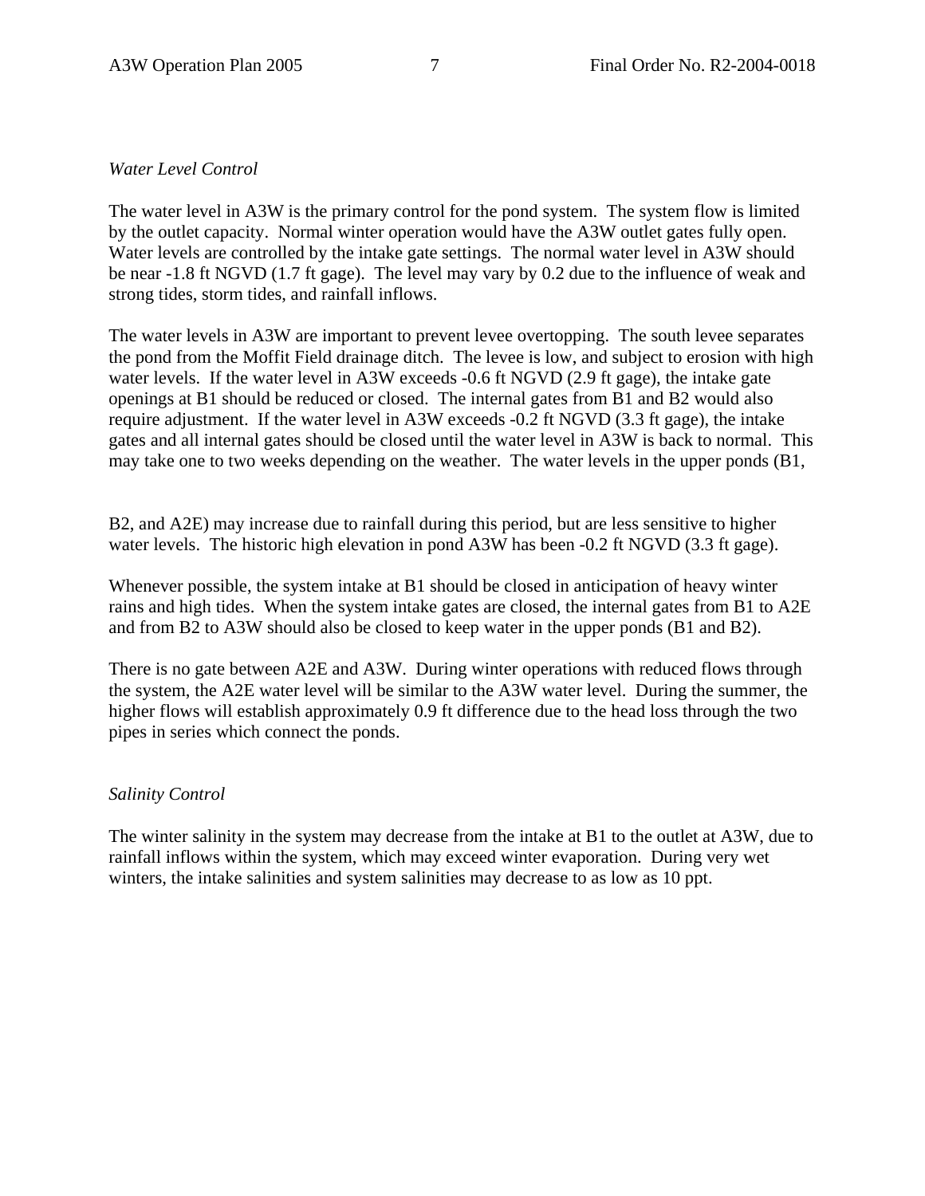*Water Level Control*

The water level in A3W is the primary control for the pond system. The system flow is limited by the outlet capacity. Normal winter operation would have the A3W outlet gates fully open. Water levels are controlled by the intake gate settings. The normal water level in A3W should be near -1.8 ft NGVD (1.7 ft gage). The level may vary by 0.2 due to the influence of weak and strong tides, storm tides, and rainfall inflows.

The water levels in A3W are important to prevent levee overtopping. The south levee separates the pond from the Moffit Field drainage ditch. The levee is low, and subject to erosion with high water levels. If the water level in A3W exceeds -0.6 ft NGVD (2.9 ft gage), the intake gate openings at B1 should be reduced or closed. The internal gates from B1 and B2 would also require adjustment. If the water level in A3W exceeds -0.2 ft NGVD (3.3 ft gage), the intake gates and all internal gates should be closed until the water level in A3W is back to normal. This may take one to two weeks depending on the weather. The water levels in the upper ponds (B1, B2, and A2E) may increase due to rainfall during this period, but are less sensitive to higher water levels. The historic high elevation in pond A3W has been -0.2 ft NGVD (3.3 ft gage).

Whenever possible, the system intake at B1 should be closed in anticipation of heavy winter rains and high tides. When the system intake gates are closed, the internal gates from B1 to A2E and from B2 to A3W should also be closed to keep water in the upper ponds (B1 and B2).

There is no gate between A2E and A3W. During winter operations with reduced flows through the system, the A2E water level will be similar to the A3W water level. During the summer, the higher flows will establish approximately 0.9 ft difference due to the head loss through the two pipes in series which connect the ponds.

*Salinity Control*

The winter salinity in the system may decrease from the intake at B1 to the outlet at A3W, due to rainfall inflows within the system, which may exceed winter evaporation. During very wet winters, the intake salinities and system salinities may decrease to as low as 10 ppt.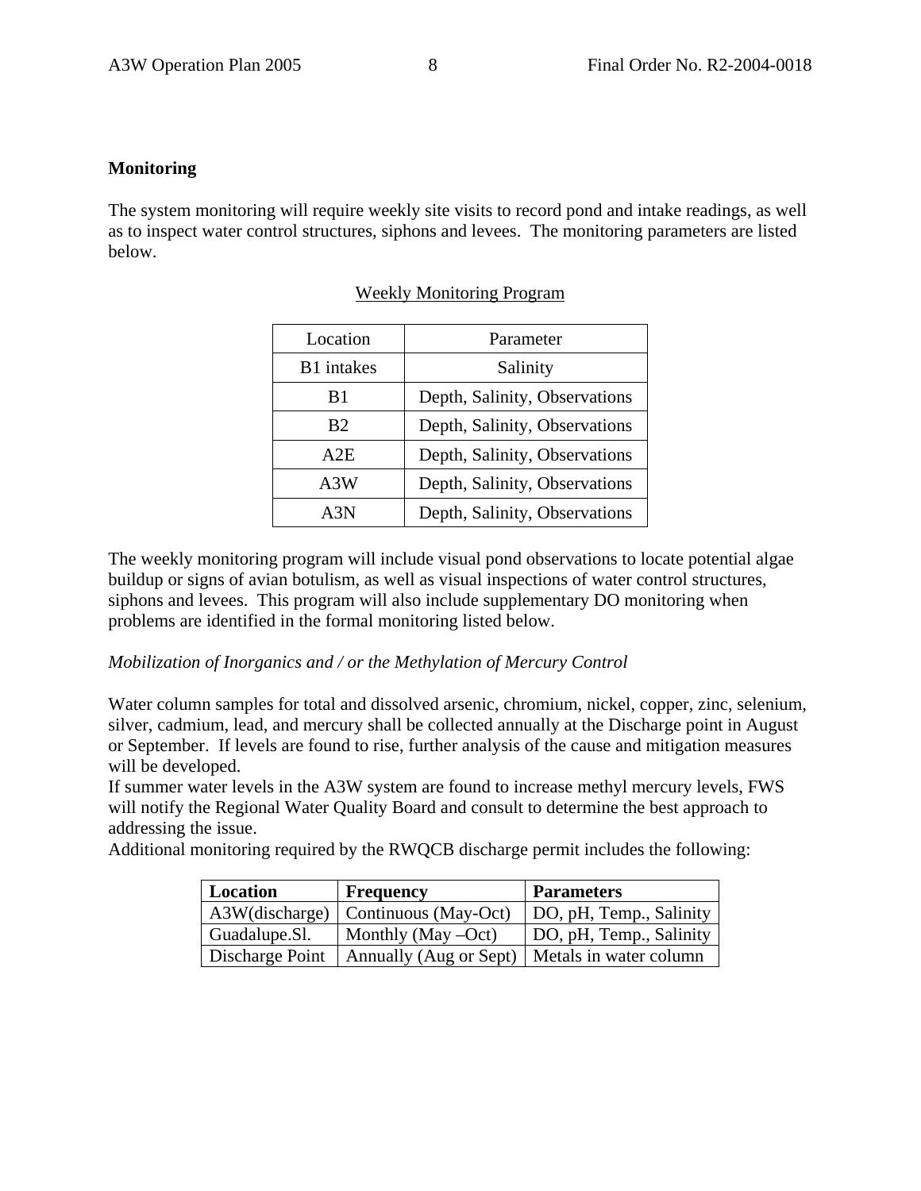## Monitoring

The system monitoring will require weekly site visits to record pond and intake readings, as well as to inspect water control structures, siphons and levees. The monitoring parameters are listed below.

Weekly Monitoring Program

| Location | Parameter |
|---|---|
| B1 intakes | Salinity |
| B1 | Depth, Salinity, Observations |
| B2 | Depth, Salinity, Observations |
| A2E | Depth, Salinity, Observations |
| A3W | Depth, Salinity, Observations |
| A3N | Depth, Salinity, Observations |

The weekly monitoring program will include visual pond observations to locate potential algae buildup or signs of avian botulism, as well as visual inspections of water control structures, siphons and levees. This program will also include supplementary DO monitoring when problems are identified in the formal monitoring listed below.

*Mobilization of Inorganics and / or the Methylation of Mercury Control*

Water column samples for total and dissolved arsenic, chromium, nickel, copper, zinc, selenium, silver, cadmium, lead, and mercury shall be collected annually at the Discharge point in August or September. If levels are found to rise, further analysis of the cause and mitigation measures will be developed.

If summer water levels in the A3W system are found to increase methyl mercury levels, FWS will notify the Regional Water Quality Board and consult to determine the best approach to addressing the issue.

Additional monitoring required by the RWQCB discharge permit includes the following:

| **Location** | **Frequency** | **Parameters** |
|---|---|---|
| A3W(discharge) | Continuous (May-Oct) | DO, pH, Temp., Salinity |
| Guadalupe.Sl. | Monthly (May –Oct) | DO, pH, Temp., Salinity |
| Discharge Point | Annually (Aug or Sept) | Metals in water column |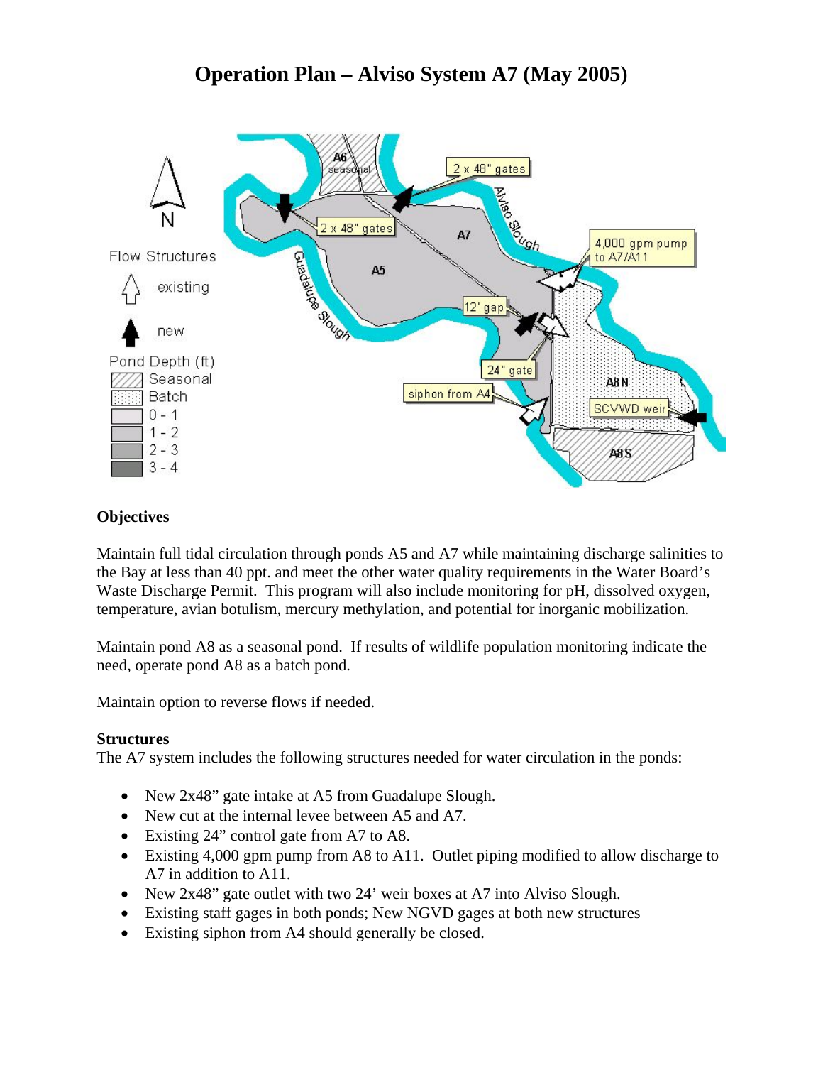# Operation Plan – Alviso System A7 (May 2005)

**Objectives**

Maintain full tidal circulation through ponds A5 and A7 while maintaining discharge salinities to the Bay at less than 40 ppt. and meet the other water quality requirements in the Water Board's Waste Discharge Permit. This program will also include monitoring for pH, dissolved oxygen, temperature, avian botulism, mercury methylation, and potential for inorganic mobilization.

Maintain pond A8 as a seasonal pond. If results of wildlife population monitoring indicate the need, operate pond A8 as a batch pond.

Maintain option to reverse flows if needed.

**Structures**

The A7 system includes the following structures needed for water circulation in the ponds:

- New 2x48" gate intake at A5 from Guadalupe Slough.
- New cut at the internal levee between A5 and A7.
- Existing 24" control gate from A7 to A8.
- Existing 4,000 gpm pump from A8 to A11. Outlet piping modified to allow discharge to A7 in addition to A11.
- New 2x48" gate outlet with two 24' weir boxes at A7 into Alviso Slough.
- Existing staff gages in both ponds; New NGVD gages at both new structures
- Existing siphon from A4 should generally be closed.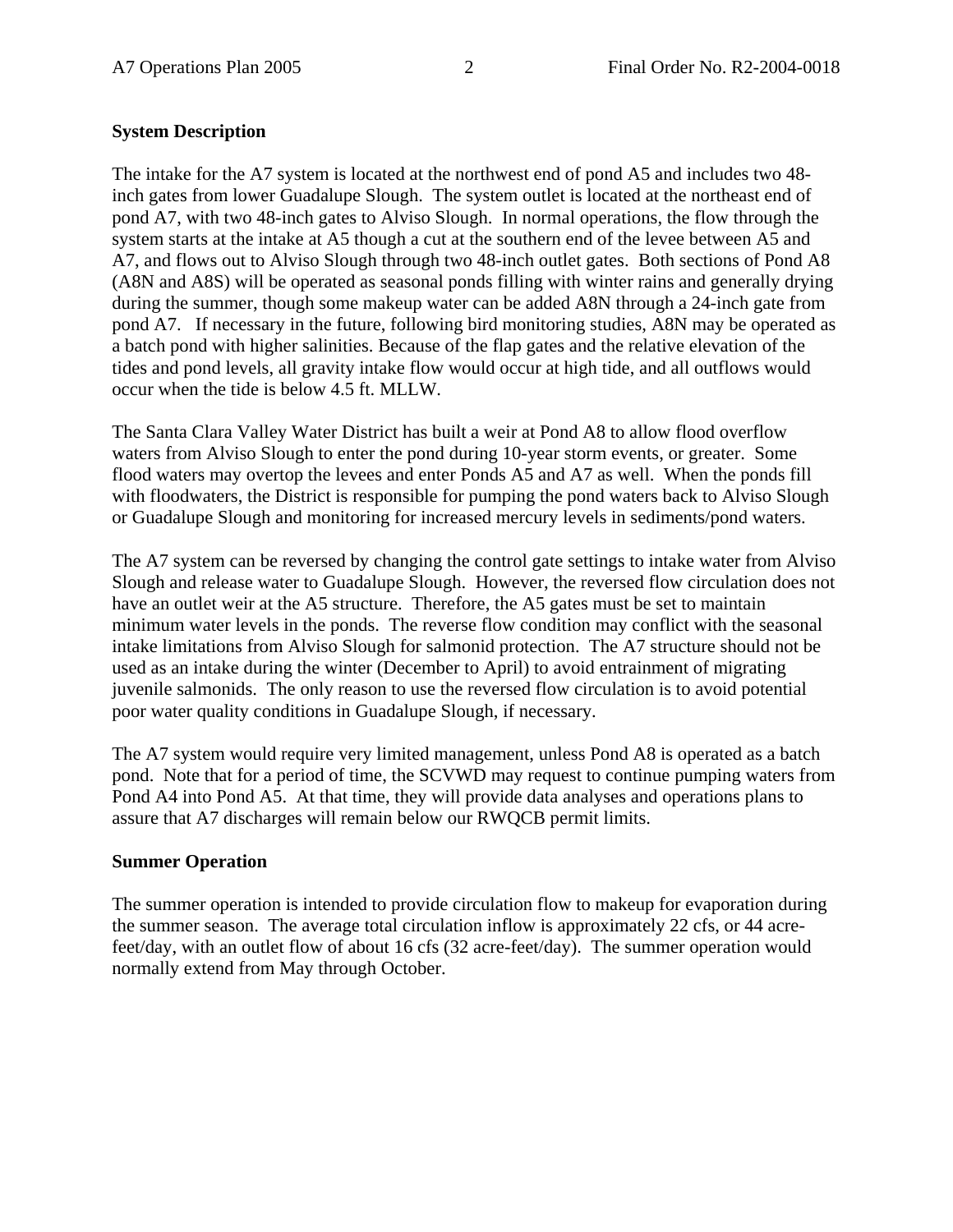**System Description**

The intake for the A7 system is located at the northwest end of pond A5 and includes two 48-inch gates from lower Guadalupe Slough. The system outlet is located at the northeast end of pond A7, with two 48-inch gates to Alviso Slough. In normal operations, the flow through the system starts at the intake at A5 though a cut at the southern end of the levee between A5 and A7, and flows out to Alviso Slough through two 48-inch outlet gates. Both sections of Pond A8 (A8N and A8S) will be operated as seasonal ponds filling with winter rains and generally drying during the summer, though some makeup water can be added A8N through a 24-inch gate from pond A7. If necessary in the future, following bird monitoring studies, A8N may be operated as a batch pond with higher salinities. Because of the flap gates and the relative elevation of the tides and pond levels, all gravity intake flow would occur at high tide, and all outflows would occur when the tide is below 4.5 ft. MLLW.

The Santa Clara Valley Water District has built a weir at Pond A8 to allow flood overflow waters from Alviso Slough to enter the pond during 10-year storm events, or greater. Some flood waters may overtop the levees and enter Ponds A5 and A7 as well. When the ponds fill with floodwaters, the District is responsible for pumping the pond waters back to Alviso Slough or Guadalupe Slough and monitoring for increased mercury levels in sediments/pond waters.

The A7 system can be reversed by changing the control gate settings to intake water from Alviso Slough and release water to Guadalupe Slough. However, the reversed flow circulation does not have an outlet weir at the A5 structure. Therefore, the A5 gates must be set to maintain minimum water levels in the ponds. The reverse flow condition may conflict with the seasonal intake limitations from Alviso Slough for salmonid protection. The A7 structure should not be used as an intake during the winter (December to April) to avoid entrainment of migrating juvenile salmonids. The only reason to use the reversed flow circulation is to avoid potential poor water quality conditions in Guadalupe Slough, if necessary.

The A7 system would require very limited management, unless Pond A8 is operated as a batch pond. Note that for a period of time, the SCVWD may request to continue pumping waters from Pond A4 into Pond A5. At that time, they will provide data analyses and operations plans to assure that A7 discharges will remain below our RWQCB permit limits.

**Summer Operation**

The summer operation is intended to provide circulation flow to makeup for evaporation during the summer season. The average total circulation inflow is approximately 22 cfs, or 44 acre-feet/day, with an outlet flow of about 16 cfs (32 acre-feet/day). The summer operation would normally extend from May through October.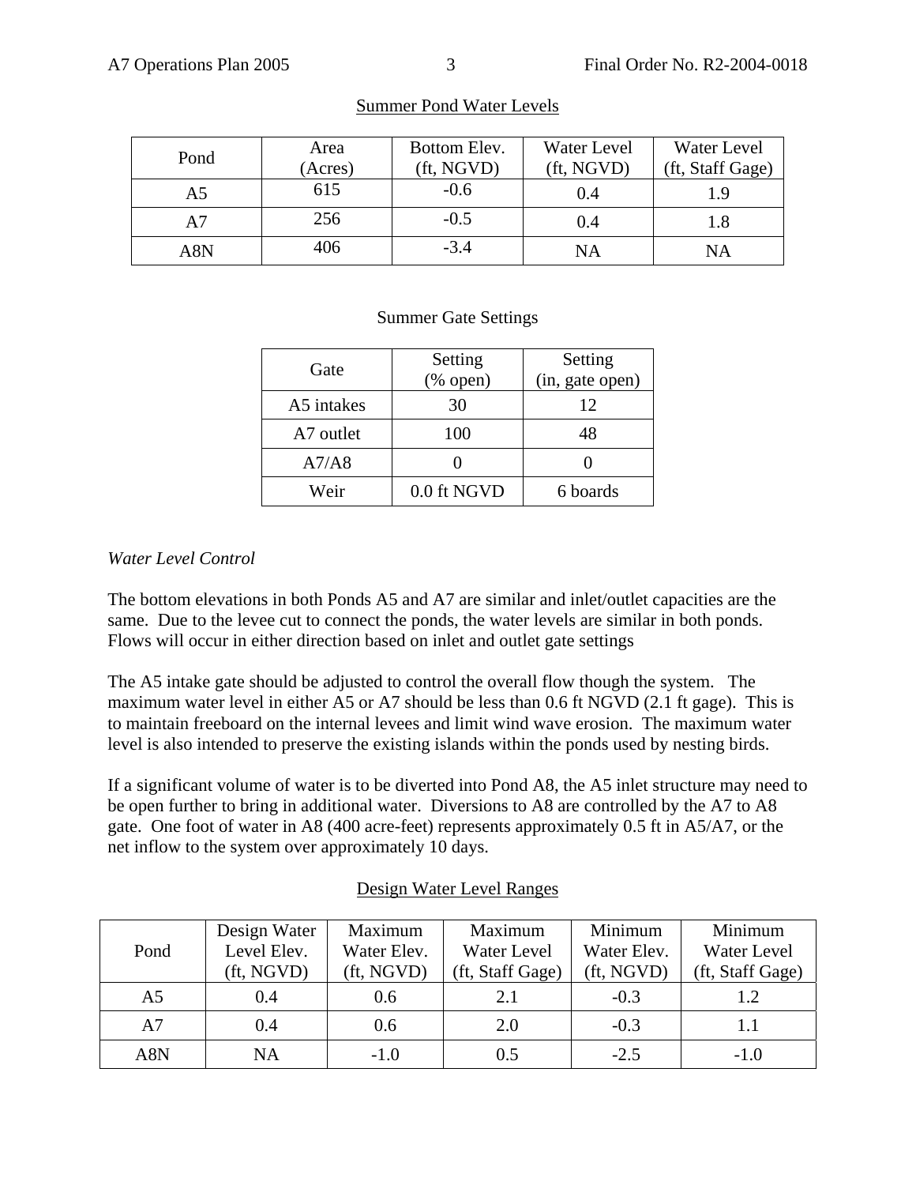Summer Pond Water Levels

| Pond | Area (Acres) | Bottom Elev. (ft, NGVD) | Water Level (ft, NGVD) | Water Level (ft, Staff Gage) |
|---|---|---|---|---|
| A5 | 615 | -0.6 | 0.4 | 1.9 |
| A7 | 256 | -0.5 | 0.4 | 1.8 |
| A8N | 406 | -3.4 | NA | NA |

Summer Gate Settings

| Gate | Setting (% open) | Setting (in, gate open) |
|---|---|---|
| A5 intakes | 30 | 12 |
| A7 outlet | 100 | 48 |
| A7/A8 | 0 | 0 |
| Weir | 0.0 ft NGVD | 6 boards |

*Water Level Control*

The bottom elevations in both Ponds A5 and A7 are similar and inlet/outlet capacities are the same. Due to the levee cut to connect the ponds, the water levels are similar in both ponds. Flows will occur in either direction based on inlet and outlet gate settings

The A5 intake gate should be adjusted to control the overall flow though the system. The maximum water level in either A5 or A7 should be less than 0.6 ft NGVD (2.1 ft gage). This is to maintain freeboard on the internal levees and limit wind wave erosion. The maximum water level is also intended to preserve the existing islands within the ponds used by nesting birds.

If a significant volume of water is to be diverted into Pond A8, the A5 inlet structure may need to be open further to bring in additional water. Diversions to A8 are controlled by the A7 to A8 gate. One foot of water in A8 (400 acre-feet) represents approximately 0.5 ft in A5/A7, or the net inflow to the system over approximately 10 days.

Design Water Level Ranges

| Pond | Design Water Level Elev. (ft, NGVD) | Maximum Water Elev. (ft, NGVD) | Maximum Water Level (ft, Staff Gage) | Minimum Water Elev. (ft, NGVD) | Minimum Water Level (ft, Staff Gage) |
|---|---|---|---|---|---|
| A5 | 0.4 | 0.6 | 2.1 | -0.3 | 1.2 |
| A7 | 0.4 | 0.6 | 2.0 | -0.3 | 1.1 |
| A8N | NA | -1.0 | 0.5 | -2.5 | -1.0 |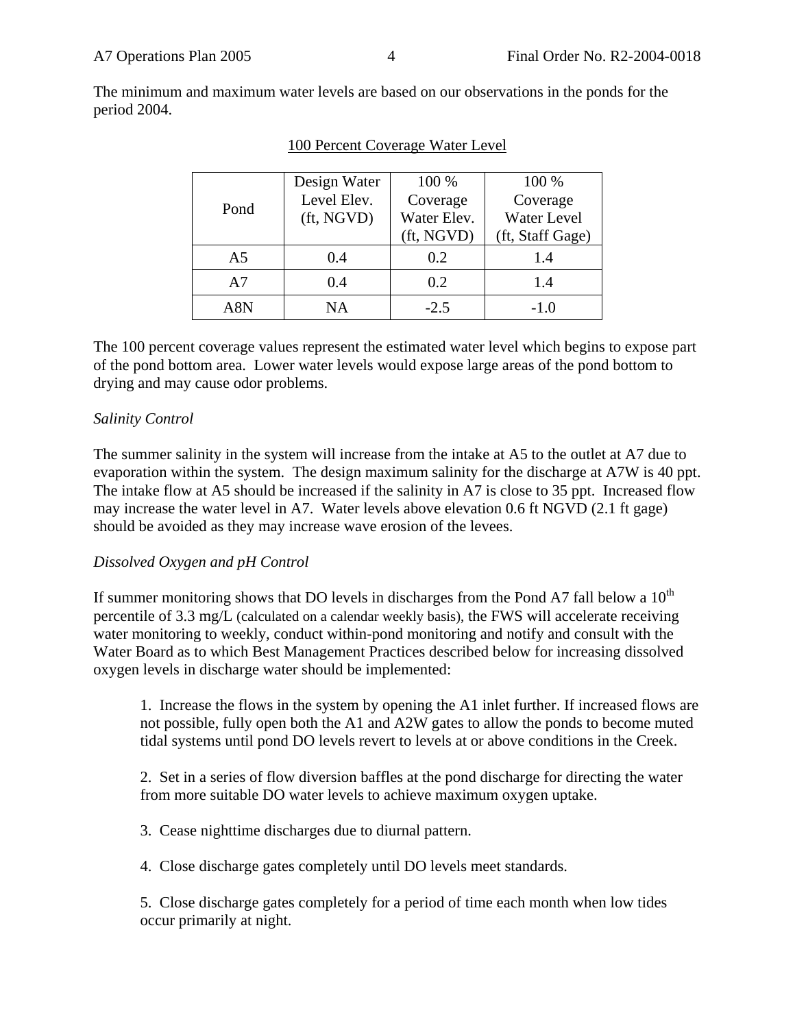The minimum and maximum water levels are based on our observations in the ponds for the period 2004.

100 Percent Coverage Water Level

| Pond | Design Water Level Elev. (ft, NGVD) | 100 % Coverage Water Elev. (ft, NGVD) | 100 % Coverage Water Level (ft, Staff Gage) |
|---|---|---|---|
| A5 | 0.4 | 0.2 | 1.4 |
| A7 | 0.4 | 0.2 | 1.4 |
| A8N | NA | -2.5 | -1.0 |

The 100 percent coverage values represent the estimated water level which begins to expose part of the pond bottom area. Lower water levels would expose large areas of the pond bottom to drying and may cause odor problems.

*Salinity Control*

The summer salinity in the system will increase from the intake at A5 to the outlet at A7 due to evaporation within the system. The design maximum salinity for the discharge at A7W is 40 ppt. The intake flow at A5 should be increased if the salinity in A7 is close to 35 ppt. Increased flow may increase the water level in A7. Water levels above elevation 0.6 ft NGVD (2.1 ft gage) should be avoided as they may increase wave erosion of the levees.

*Dissolved Oxygen and pH Control*

If summer monitoring shows that DO levels in discharges from the Pond A7 fall below a 10th percentile of 3.3 mg/L (calculated on a calendar weekly basis), the FWS will accelerate receiving water monitoring to weekly, conduct within-pond monitoring and notify and consult with the Water Board as to which Best Management Practices described below for increasing dissolved oxygen levels in discharge water should be implemented:

1. Increase the flows in the system by opening the A1 inlet further. If increased flows are not possible, fully open both the A1 and A2W gates to allow the ponds to become muted tidal systems until pond DO levels revert to levels at or above conditions in the Creek.

2. Set in a series of flow diversion baffles at the pond discharge for directing the water from more suitable DO water levels to achieve maximum oxygen uptake.

3. Cease nighttime discharges due to diurnal pattern.

4. Close discharge gates completely until DO levels meet standards.

5. Close discharge gates completely for a period of time each month when low tides occur primarily at night.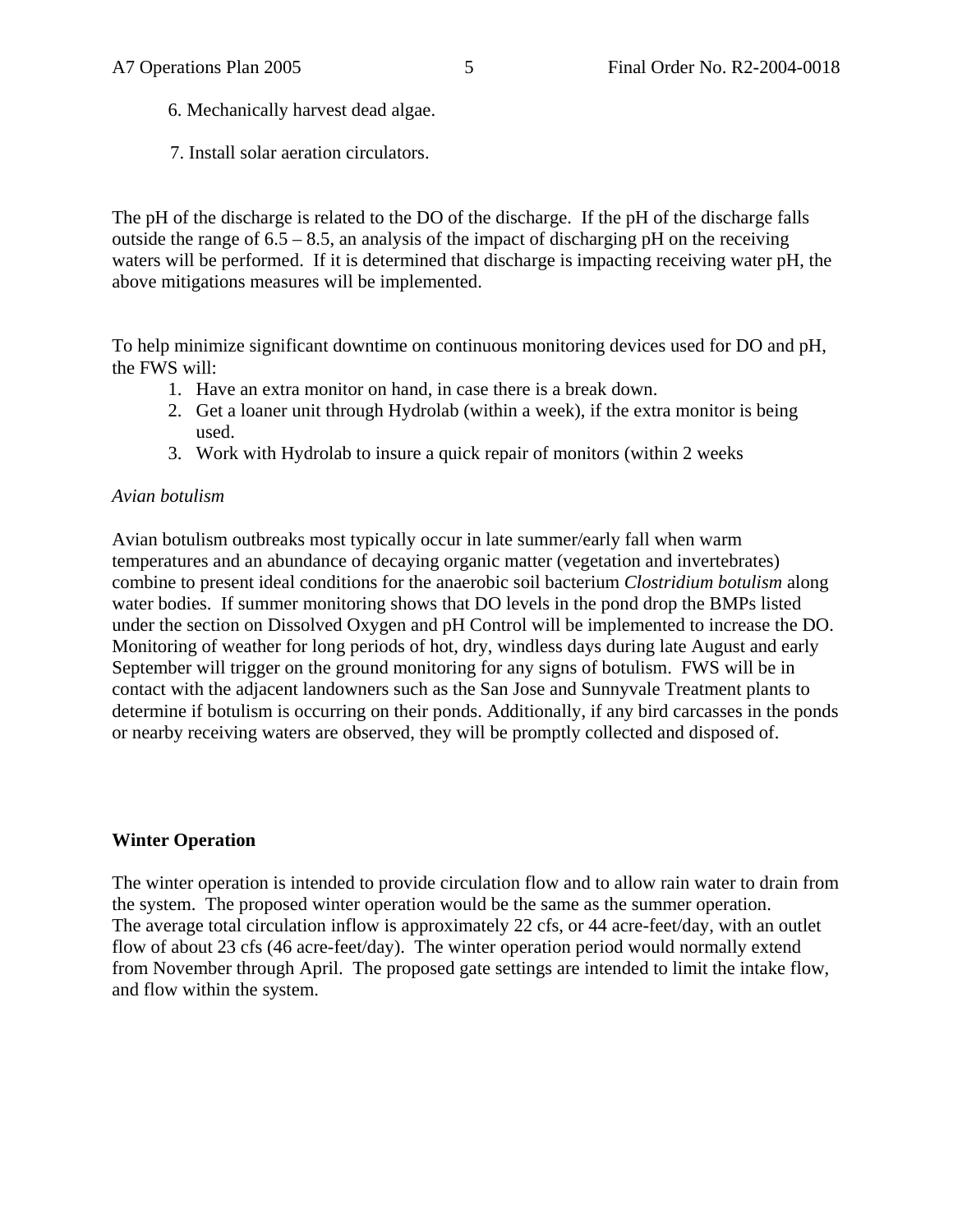6. Mechanically harvest dead algae.

7. Install solar aeration circulators.

The pH of the discharge is related to the DO of the discharge. If the pH of the discharge falls outside the range of 6.5 – 8.5, an analysis of the impact of discharging pH on the receiving waters will be performed. If it is determined that discharge is impacting receiving water pH, the above mitigations measures will be implemented.

To help minimize significant downtime on continuous monitoring devices used for DO and pH, the FWS will:

1. Have an extra monitor on hand, in case there is a break down.
2. Get a loaner unit through Hydrolab (within a week), if the extra monitor is being used.
3. Work with Hydrolab to insure a quick repair of monitors (within 2 weeks

*Avian botulism*

Avian botulism outbreaks most typically occur in late summer/early fall when warm temperatures and an abundance of decaying organic matter (vegetation and invertebrates) combine to present ideal conditions for the anaerobic soil bacterium *Clostridium botulism* along water bodies. If summer monitoring shows that DO levels in the pond drop the BMPs listed under the section on Dissolved Oxygen and pH Control will be implemented to increase the DO. Monitoring of weather for long periods of hot, dry, windless days during late August and early September will trigger on the ground monitoring for any signs of botulism. FWS will be in contact with the adjacent landowners such as the San Jose and Sunnyvale Treatment plants to determine if botulism is occurring on their ponds. Additionally, if any bird carcasses in the ponds or nearby receiving waters are observed, they will be promptly collected and disposed of.

**Winter Operation**

The winter operation is intended to provide circulation flow and to allow rain water to drain from the system. The proposed winter operation would be the same as the summer operation. The average total circulation inflow is approximately 22 cfs, or 44 acre-feet/day, with an outlet flow of about 23 cfs (46 acre-feet/day). The winter operation period would normally extend from November through April. The proposed gate settings are intended to limit the intake flow, and flow within the system.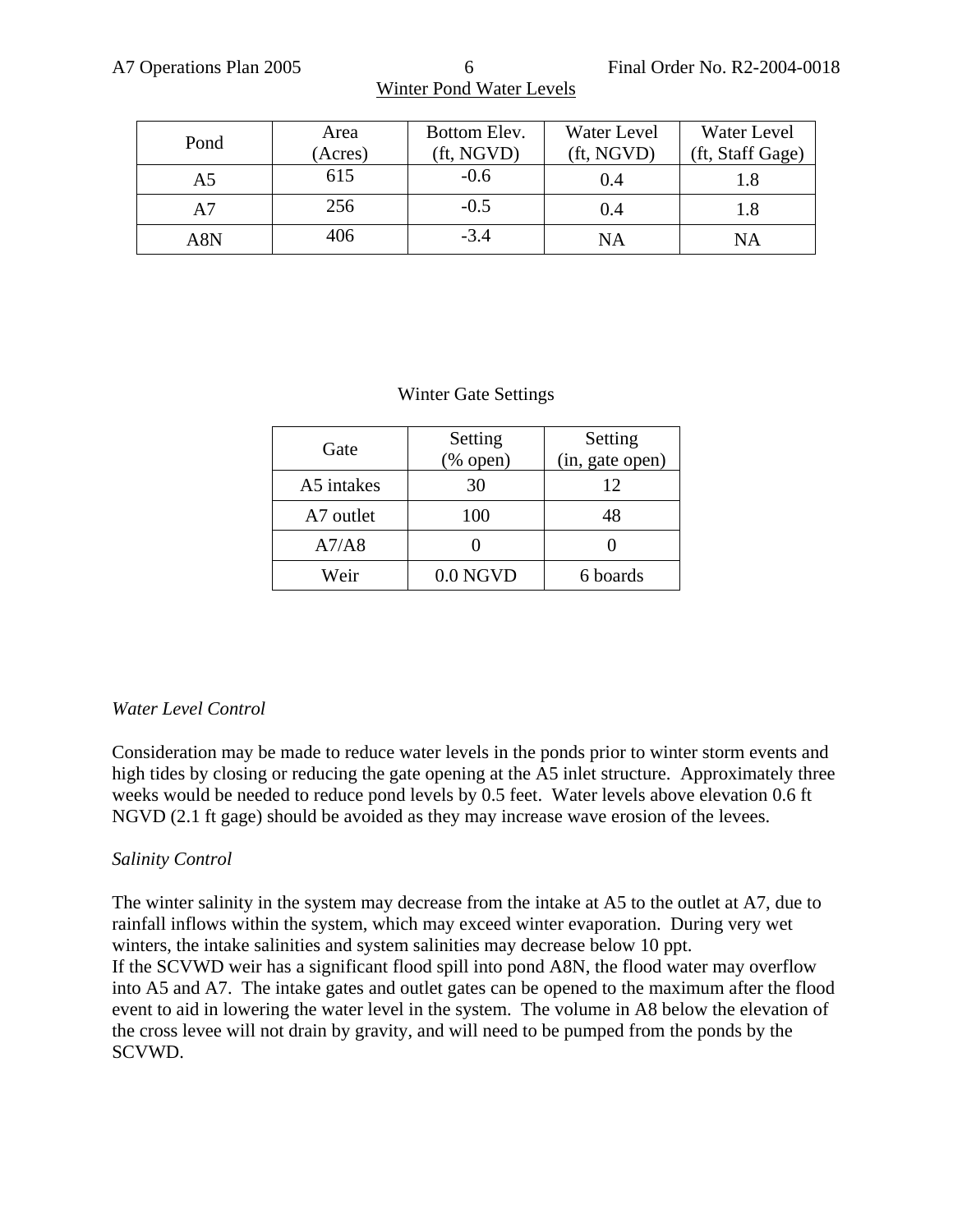Winter Pond Water Levels

| Pond | Area (Acres) | Bottom Elev. (ft, NGVD) | Water Level (ft, NGVD) | Water Level (ft, Staff Gage) |
| --- | --- | --- | --- | --- |
| A5 | 615 | -0.6 | 0.4 | 1.8 |
| A7 | 256 | -0.5 | 0.4 | 1.8 |
| A8N | 406 | -3.4 | NA | NA |

Winter Gate Settings

| Gate | Setting (% open) | Setting (in, gate open) |
| --- | --- | --- |
| A5 intakes | 30 | 12 |
| A7 outlet | 100 | 48 |
| A7/A8 | 0 | 0 |
| Weir | 0.0 NGVD | 6 boards |

*Water Level Control*

Consideration may be made to reduce water levels in the ponds prior to winter storm events and high tides by closing or reducing the gate opening at the A5 inlet structure. Approximately three weeks would be needed to reduce pond levels by 0.5 feet. Water levels above elevation 0.6 ft NGVD (2.1 ft gage) should be avoided as they may increase wave erosion of the levees.

*Salinity Control*

The winter salinity in the system may decrease from the intake at A5 to the outlet at A7, due to rainfall inflows within the system, which may exceed winter evaporation. During very wet winters, the intake salinities and system salinities may decrease below 10 ppt.
If the SCVWD weir has a significant flood spill into pond A8N, the flood water may overflow into A5 and A7. The intake gates and outlet gates can be opened to the maximum after the flood event to aid in lowering the water level in the system. The volume in A8 below the elevation of the cross levee will not drain by gravity, and will need to be pumped from the ponds by the SCVWD.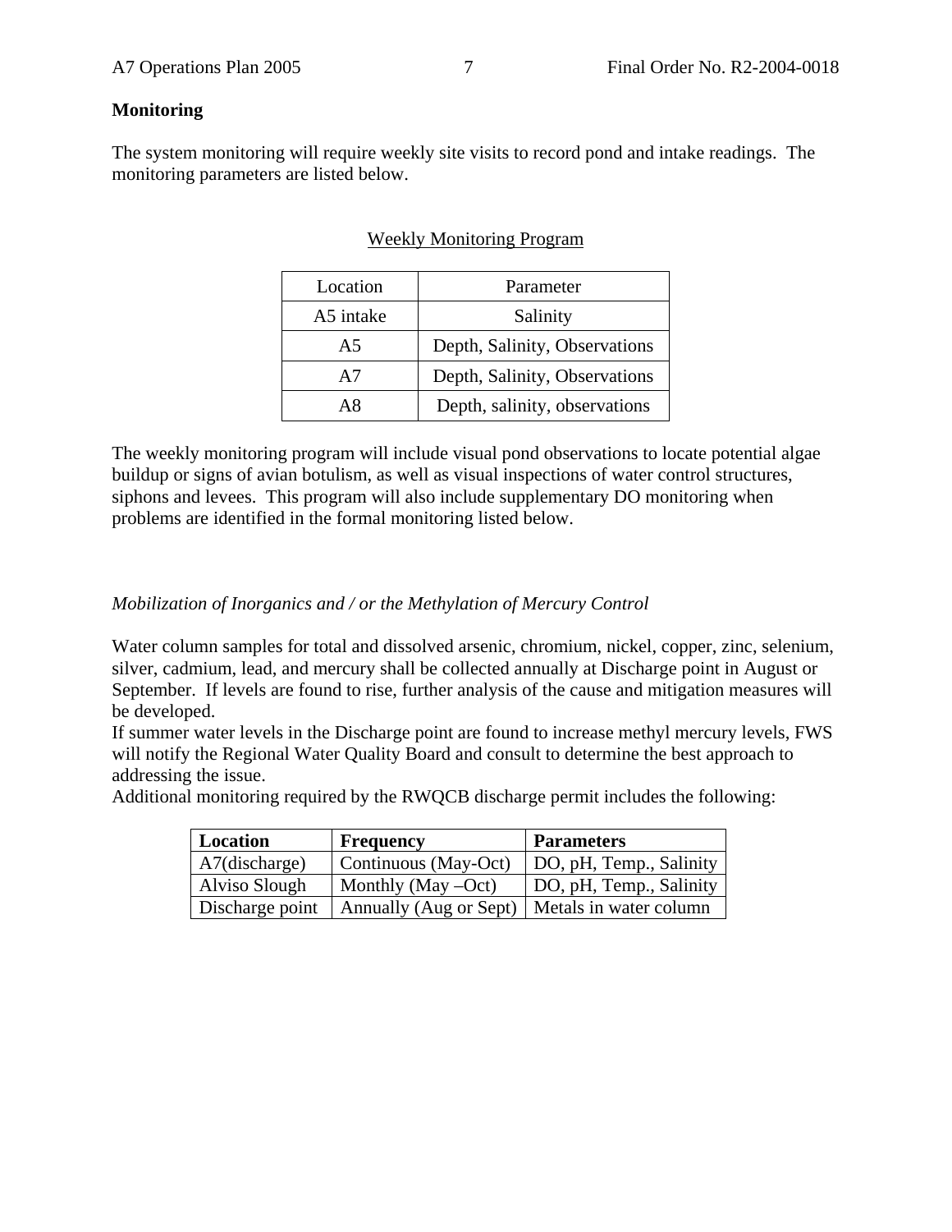**Monitoring**

The system monitoring will require weekly site visits to record pond and intake readings. The monitoring parameters are listed below.

Weekly Monitoring Program

| Location | Parameter |
|---|---|
| A5 intake | Salinity |
| A5 | Depth, Salinity, Observations |
| A7 | Depth, Salinity, Observations |
| A8 | Depth, salinity, observations |

The weekly monitoring program will include visual pond observations to locate potential algae buildup or signs of avian botulism, as well as visual inspections of water control structures, siphons and levees. This program will also include supplementary DO monitoring when problems are identified in the formal monitoring listed below.

*Mobilization of Inorganics and / or the Methylation of Mercury Control*

Water column samples for total and dissolved arsenic, chromium, nickel, copper, zinc, selenium, silver, cadmium, lead, and mercury shall be collected annually at Discharge point in August or September. If levels are found to rise, further analysis of the cause and mitigation measures will be developed.

If summer water levels in the Discharge point are found to increase methyl mercury levels, FWS will notify the Regional Water Quality Board and consult to determine the best approach to addressing the issue.

Additional monitoring required by the RWQCB discharge permit includes the following:

| **Location** | **Frequency** | **Parameters** |
|---|---|---|
| A7(discharge) | Continuous (May-Oct) | DO, pH, Temp., Salinity |
| Alviso Slough | Monthly (May –Oct) | DO, pH, Temp., Salinity |
| Discharge point | Annually (Aug or Sept) | Metals in water column |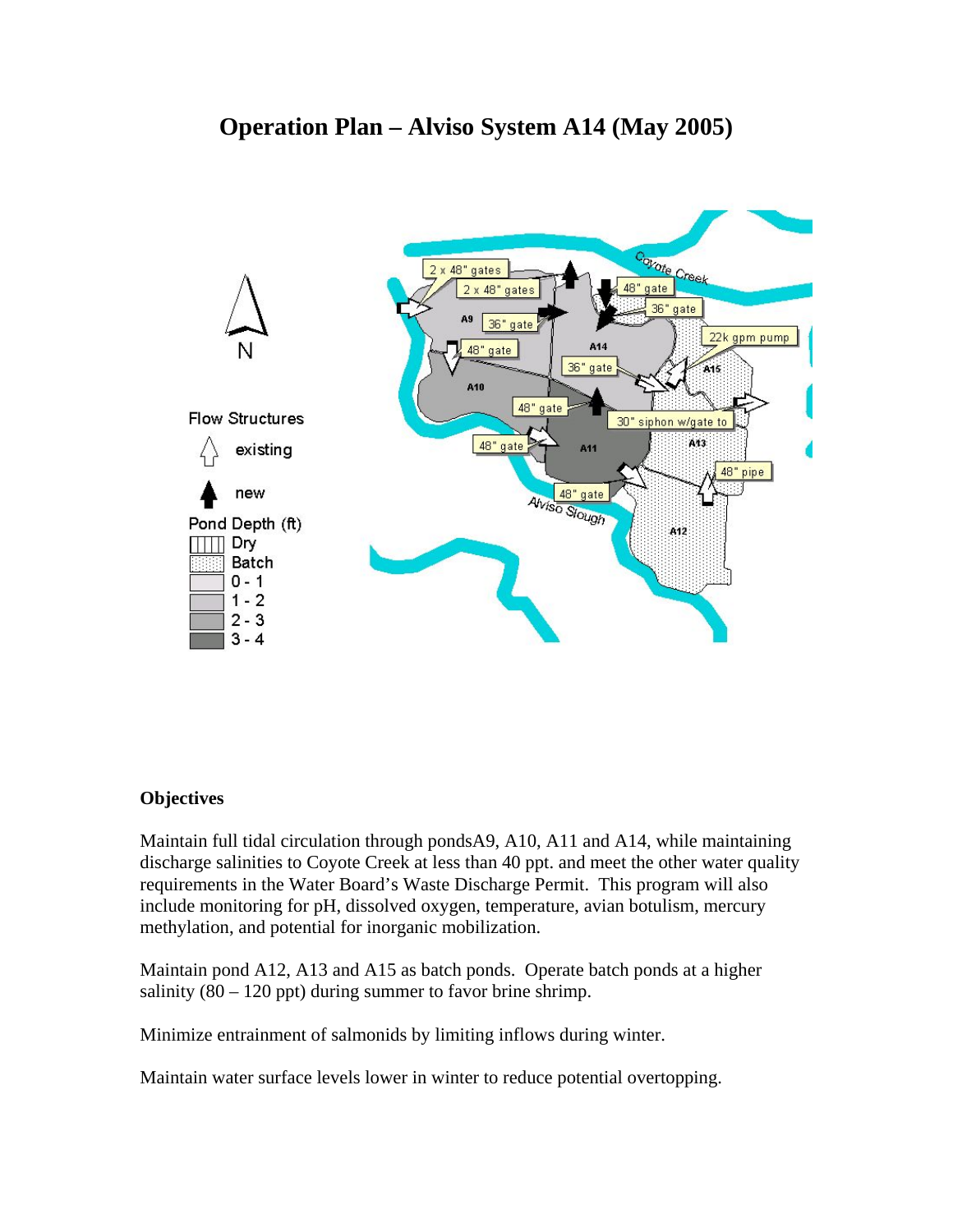# Operation Plan – Alviso System A14 (May 2005)

### Objectives

Maintain full tidal circulation through pondsA9, A10, A11 and A14, while maintaining discharge salinities to Coyote Creek at less than 40 ppt. and meet the other water quality requirements in the Water Board's Waste Discharge Permit. This program will also include monitoring for pH, dissolved oxygen, temperature, avian botulism, mercury methylation, and potential for inorganic mobilization.

Maintain pond A12, A13 and A15 as batch ponds. Operate batch ponds at a higher salinity (80 – 120 ppt) during summer to favor brine shrimp.

Minimize entrainment of salmonids by limiting inflows during winter.

Maintain water surface levels lower in winter to reduce potential overtopping.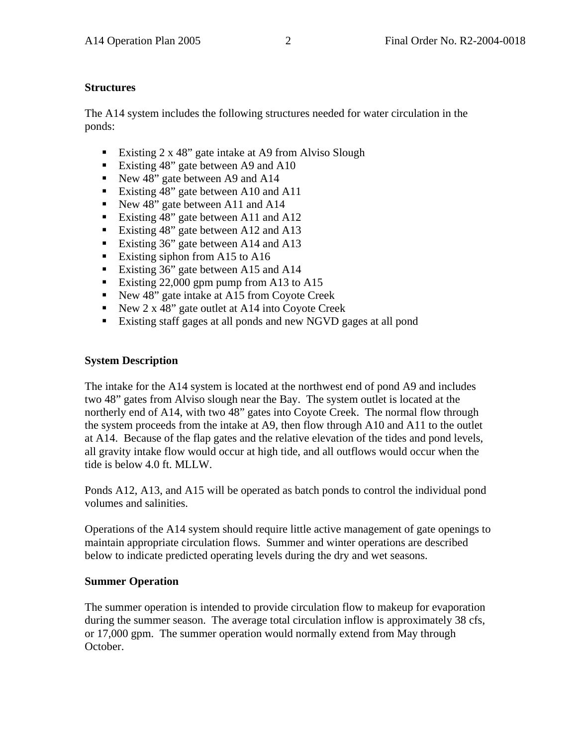**Structures**

The A14 system includes the following structures needed for water circulation in the ponds:

- Existing 2 x 48" gate intake at A9 from Alviso Slough
- Existing 48" gate between A9 and A10
- New 48" gate between A9 and A14
- Existing 48" gate between A10 and A11
- New 48" gate between A11 and A14
- Existing 48" gate between A11 and A12
- Existing 48" gate between A12 and A13
- Existing 36" gate between A14 and A13
- Existing siphon from A15 to A16
- Existing 36" gate between A15 and A14
- Existing 22,000 gpm pump from A13 to A15
- New 48" gate intake at A15 from Coyote Creek
- New 2 x 48" gate outlet at A14 into Coyote Creek
- Existing staff gages at all ponds and new NGVD gages at all pond

**System Description**

The intake for the A14 system is located at the northwest end of pond A9 and includes two 48" gates from Alviso slough near the Bay. The system outlet is located at the northerly end of A14, with two 48" gates into Coyote Creek. The normal flow through the system proceeds from the intake at A9, then flow through A10 and A11 to the outlet at A14. Because of the flap gates and the relative elevation of the tides and pond levels, all gravity intake flow would occur at high tide, and all outflows would occur when the tide is below 4.0 ft. MLLW.

Ponds A12, A13, and A15 will be operated as batch ponds to control the individual pond volumes and salinities.

Operations of the A14 system should require little active management of gate openings to maintain appropriate circulation flows. Summer and winter operations are described below to indicate predicted operating levels during the dry and wet seasons.

**Summer Operation**

The summer operation is intended to provide circulation flow to makeup for evaporation during the summer season. The average total circulation inflow is approximately 38 cfs, or 17,000 gpm. The summer operation would normally extend from May through October.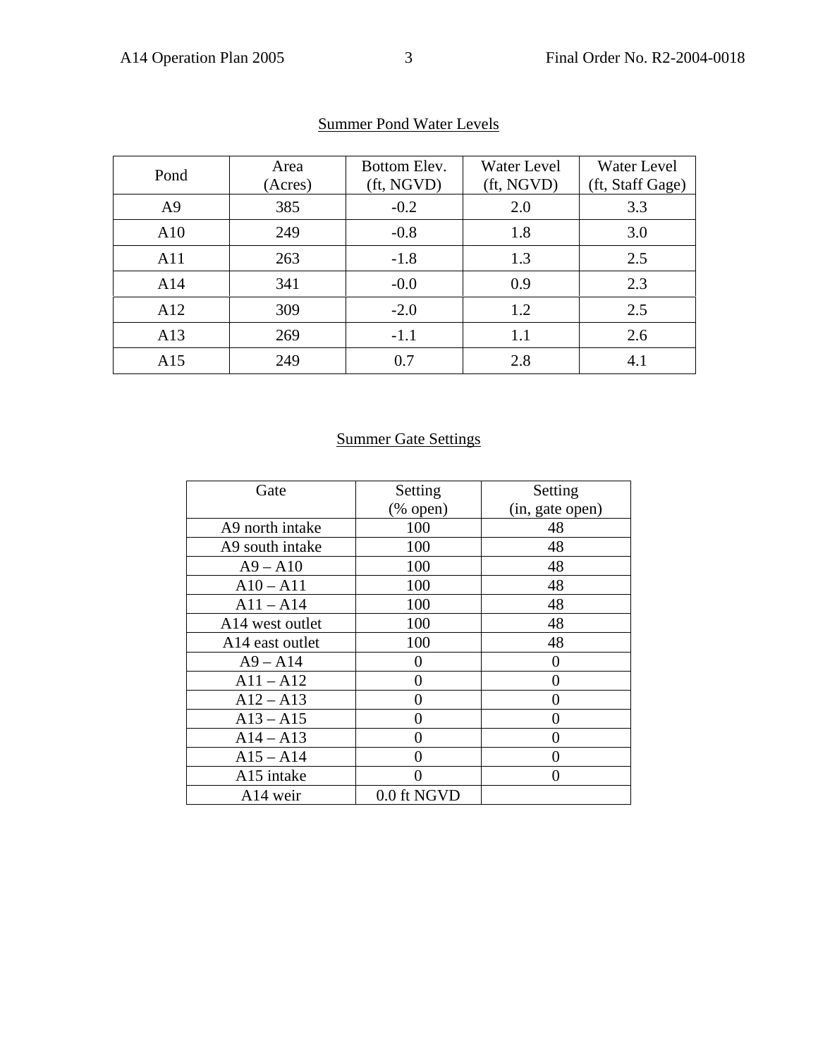## Summer Pond Water Levels

| Pond | Area (Acres) | Bottom Elev. (ft, NGVD) | Water Level (ft, NGVD) | Water Level (ft, Staff Gage) |
|---|---|---|---|---|
| A9 | 385 | -0.2 | 2.0 | 3.3 |
| A10 | 249 | -0.8 | 1.8 | 3.0 |
| A11 | 263 | -1.8 | 1.3 | 2.5 |
| A14 | 341 | -0.0 | 0.9 | 2.3 |
| A12 | 309 | -2.0 | 1.2 | 2.5 |
| A13 | 269 | -1.1 | 1.1 | 2.6 |
| A15 | 249 | 0.7 | 2.8 | 4.1 |

## Summer Gate Settings

| Gate | Setting (% open) | Setting (in, gate open) |
|---|---|---|
| A9 north intake | 100 | 48 |
| A9 south intake | 100 | 48 |
| A9 – A10 | 100 | 48 |
| A10 – A11 | 100 | 48 |
| A11 – A14 | 100 | 48 |
| A14 west outlet | 100 | 48 |
| A14 east outlet | 100 | 48 |
| A9 – A14 | 0 | 0 |
| A11 – A12 | 0 | 0 |
| A12 – A13 | 0 | 0 |
| A13 – A15 | 0 | 0 |
| A14 – A13 | 0 | 0 |
| A15 – A14 | 0 | 0 |
| A15 intake | 0 | 0 |
| A14 weir | 0.0 ft NGVD | |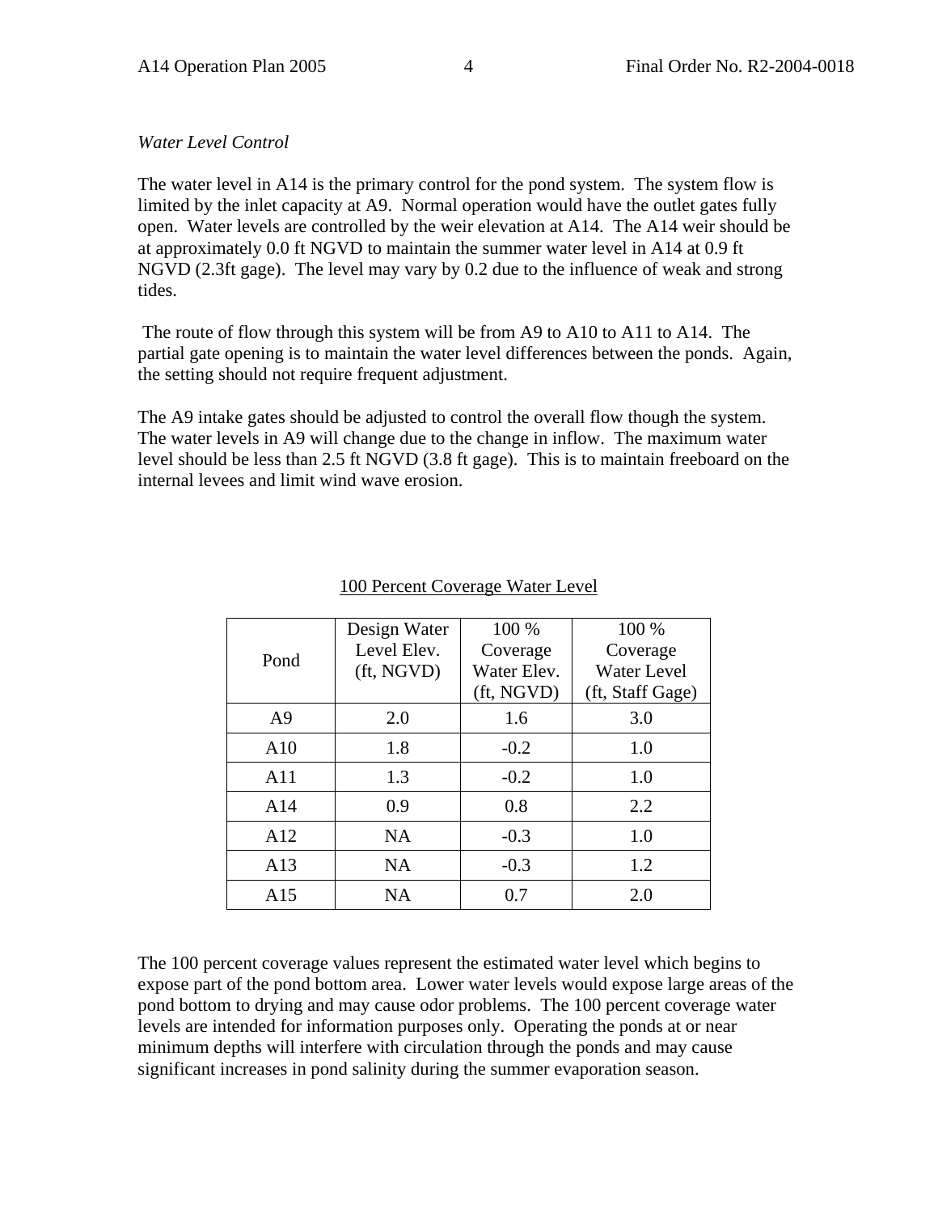*Water Level Control*

The water level in A14 is the primary control for the pond system. The system flow is limited by the inlet capacity at A9. Normal operation would have the outlet gates fully open. Water levels are controlled by the weir elevation at A14. The A14 weir should be at approximately 0.0 ft NGVD to maintain the summer water level in A14 at 0.9 ft NGVD (2.3ft gage). The level may vary by 0.2 due to the influence of weak and strong tides.

The route of flow through this system will be from A9 to A10 to A11 to A14. The partial gate opening is to maintain the water level differences between the ponds. Again, the setting should not require frequent adjustment.

The A9 intake gates should be adjusted to control the overall flow though the system. The water levels in A9 will change due to the change in inflow. The maximum water level should be less than 2.5 ft NGVD (3.8 ft gage). This is to maintain freeboard on the internal levees and limit wind wave erosion.

100 Percent Coverage Water Level

| Pond | Design Water Level Elev. (ft, NGVD) | 100 % Coverage Water Elev. (ft, NGVD) | 100 % Coverage Water Level (ft, Staff Gage) |
|---|---|---|---|
| A9 | 2.0 | 1.6 | 3.0 |
| A10 | 1.8 | -0.2 | 1.0 |
| A11 | 1.3 | -0.2 | 1.0 |
| A14 | 0.9 | 0.8 | 2.2 |
| A12 | NA | -0.3 | 1.0 |
| A13 | NA | -0.3 | 1.2 |
| A15 | NA | 0.7 | 2.0 |

The 100 percent coverage values represent the estimated water level which begins to expose part of the pond bottom area. Lower water levels would expose large areas of the pond bottom to drying and may cause odor problems. The 100 percent coverage water levels are intended for information purposes only. Operating the ponds at or near minimum depths will interfere with circulation through the ponds and may cause significant increases in pond salinity during the summer evaporation season.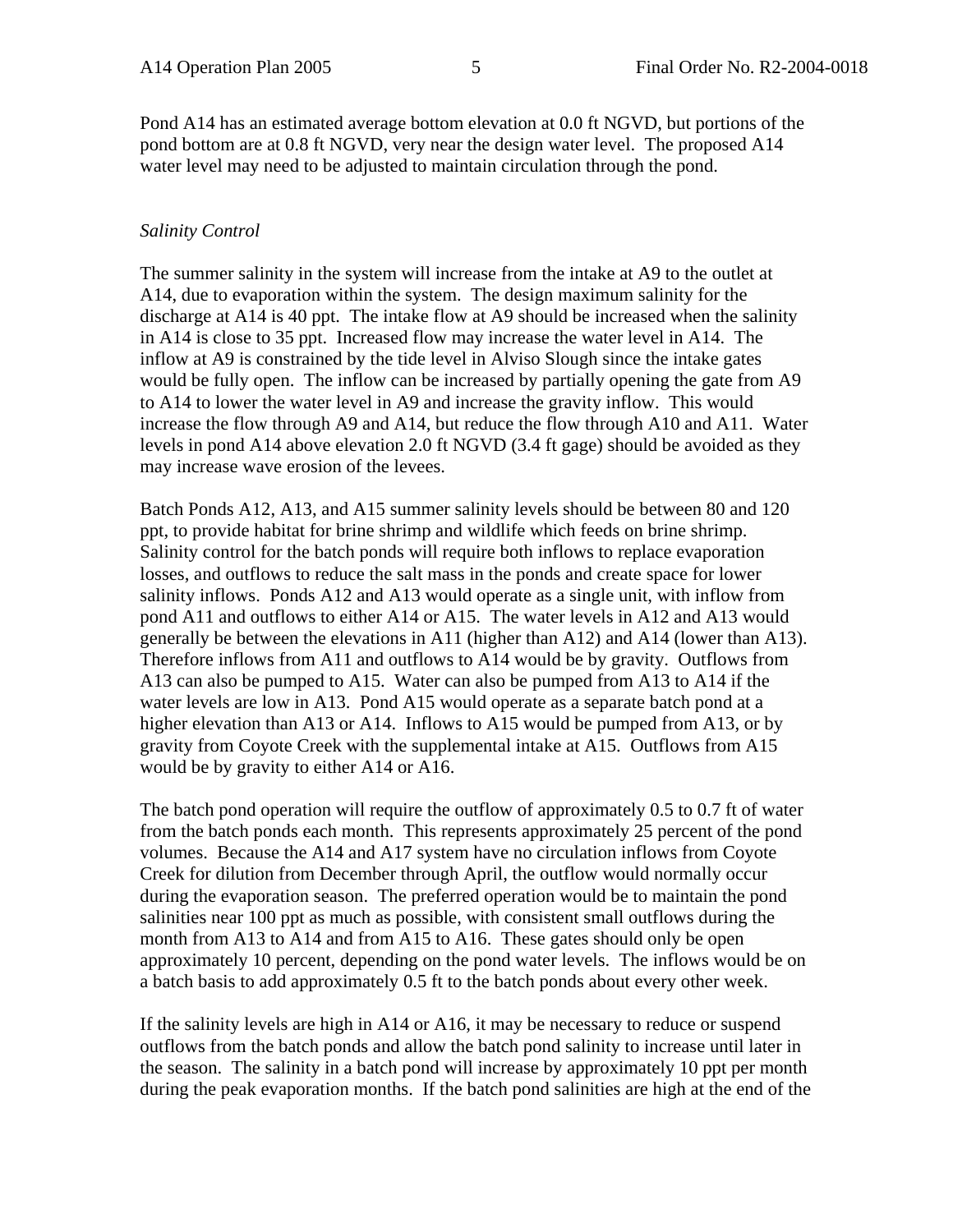Pond A14 has an estimated average bottom elevation at 0.0 ft NGVD, but portions of the pond bottom are at 0.8 ft NGVD, very near the design water level. The proposed A14 water level may need to be adjusted to maintain circulation through the pond.

*Salinity Control*

The summer salinity in the system will increase from the intake at A9 to the outlet at A14, due to evaporation within the system. The design maximum salinity for the discharge at A14 is 40 ppt. The intake flow at A9 should be increased when the salinity in A14 is close to 35 ppt. Increased flow may increase the water level in A14. The inflow at A9 is constrained by the tide level in Alviso Slough since the intake gates would be fully open. The inflow can be increased by partially opening the gate from A9 to A14 to lower the water level in A9 and increase the gravity inflow. This would increase the flow through A9 and A14, but reduce the flow through A10 and A11. Water levels in pond A14 above elevation 2.0 ft NGVD (3.4 ft gage) should be avoided as they may increase wave erosion of the levees.

Batch Ponds A12, A13, and A15 summer salinity levels should be between 80 and 120 ppt, to provide habitat for brine shrimp and wildlife which feeds on brine shrimp. Salinity control for the batch ponds will require both inflows to replace evaporation losses, and outflows to reduce the salt mass in the ponds and create space for lower salinity inflows. Ponds A12 and A13 would operate as a single unit, with inflow from pond A11 and outflows to either A14 or A15. The water levels in A12 and A13 would generally be between the elevations in A11 (higher than A12) and A14 (lower than A13). Therefore inflows from A11 and outflows to A14 would be by gravity. Outflows from A13 can also be pumped to A15. Water can also be pumped from A13 to A14 if the water levels are low in A13. Pond A15 would operate as a separate batch pond at a higher elevation than A13 or A14. Inflows to A15 would be pumped from A13, or by gravity from Coyote Creek with the supplemental intake at A15. Outflows from A15 would be by gravity to either A14 or A16.

The batch pond operation will require the outflow of approximately 0.5 to 0.7 ft of water from the batch ponds each month. This represents approximately 25 percent of the pond volumes. Because the A14 and A17 system have no circulation inflows from Coyote Creek for dilution from December through April, the outflow would normally occur during the evaporation season. The preferred operation would be to maintain the pond salinities near 100 ppt as much as possible, with consistent small outflows during the month from A13 to A14 and from A15 to A16. These gates should only be open approximately 10 percent, depending on the pond water levels. The inflows would be on a batch basis to add approximately 0.5 ft to the batch ponds about every other week.

If the salinity levels are high in A14 or A16, it may be necessary to reduce or suspend outflows from the batch ponds and allow the batch pond salinity to increase until later in the season. The salinity in a batch pond will increase by approximately 10 ppt per month during the peak evaporation months. If the batch pond salinities are high at the end of the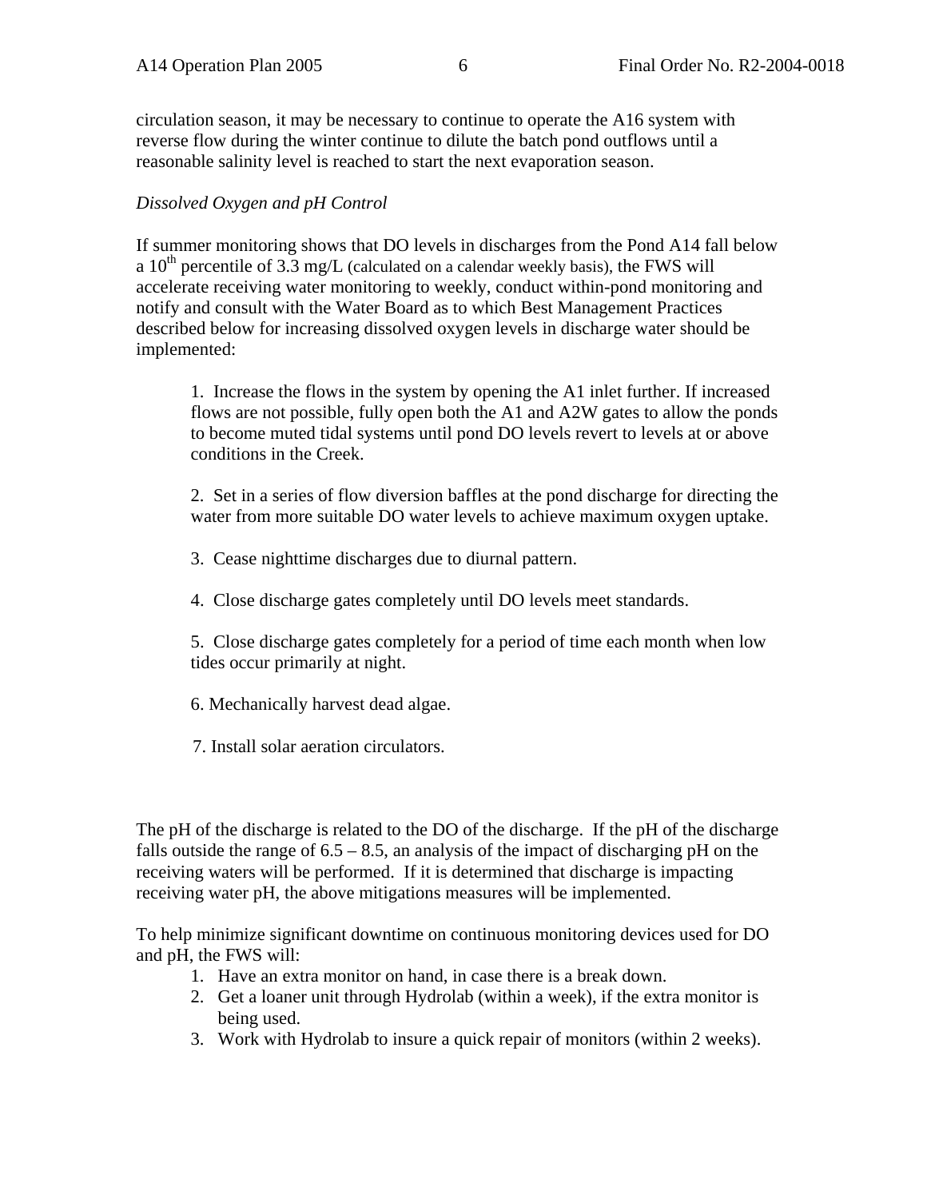circulation season, it may be necessary to continue to operate the A16 system with reverse flow during the winter continue to dilute the batch pond outflows until a reasonable salinity level is reached to start the next evaporation season.

*Dissolved Oxygen and pH Control*

If summer monitoring shows that DO levels in discharges from the Pond A14 fall below a 10$^{th}$ percentile of 3.3 mg/L (calculated on a calendar weekly basis), the FWS will accelerate receiving water monitoring to weekly, conduct within-pond monitoring and notify and consult with the Water Board as to which Best Management Practices described below for increasing dissolved oxygen levels in discharge water should be implemented:

1. Increase the flows in the system by opening the A1 inlet further. If increased flows are not possible, fully open both the A1 and A2W gates to allow the ponds to become muted tidal systems until pond DO levels revert to levels at or above conditions in the Creek.

2. Set in a series of flow diversion baffles at the pond discharge for directing the water from more suitable DO water levels to achieve maximum oxygen uptake.

3. Cease nighttime discharges due to diurnal pattern.

4. Close discharge gates completely until DO levels meet standards.

5. Close discharge gates completely for a period of time each month when low tides occur primarily at night.

6. Mechanically harvest dead algae.

7. Install solar aeration circulators.

The pH of the discharge is related to the DO of the discharge. If the pH of the discharge falls outside the range of 6.5 – 8.5, an analysis of the impact of discharging pH on the receiving waters will be performed. If it is determined that discharge is impacting receiving water pH, the above mitigations measures will be implemented.

To help minimize significant downtime on continuous monitoring devices used for DO and pH, the FWS will:

1. Have an extra monitor on hand, in case there is a break down.
2. Get a loaner unit through Hydrolab (within a week), if the extra monitor is being used.
3. Work with Hydrolab to insure a quick repair of monitors (within 2 weeks).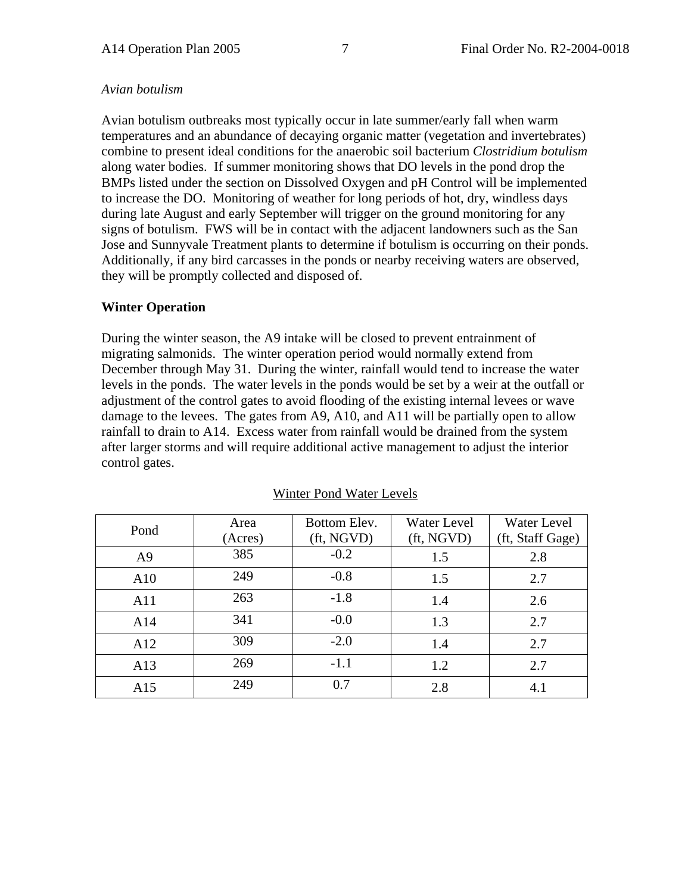*Avian botulism*

Avian botulism outbreaks most typically occur in late summer/early fall when warm temperatures and an abundance of decaying organic matter (vegetation and invertebrates) combine to present ideal conditions for the anaerobic soil bacterium *Clostridium botulism* along water bodies. If summer monitoring shows that DO levels in the pond drop the BMPs listed under the section on Dissolved Oxygen and pH Control will be implemented to increase the DO. Monitoring of weather for long periods of hot, dry, windless days during late August and early September will trigger on the ground monitoring for any signs of botulism. FWS will be in contact with the adjacent landowners such as the San Jose and Sunnyvale Treatment plants to determine if botulism is occurring on their ponds. Additionally, if any bird carcasses in the ponds or nearby receiving waters are observed, they will be promptly collected and disposed of.

**Winter Operation**

During the winter season, the A9 intake will be closed to prevent entrainment of migrating salmonids. The winter operation period would normally extend from December through May 31. During the winter, rainfall would tend to increase the water levels in the ponds. The water levels in the ponds would be set by a weir at the outfall or adjustment of the control gates to avoid flooding of the existing internal levees or wave damage to the levees. The gates from A9, A10, and A11 will be partially open to allow rainfall to drain to A14. Excess water from rainfall would be drained from the system after larger storms and will require additional active management to adjust the interior control gates.

Winter Pond Water Levels

| Pond | Area (Acres) | Bottom Elev. (ft, NGVD) | Water Level (ft, NGVD) | Water Level (ft, Staff Gage) |
|---|---|---|---|---|
| A9 | 385 | -0.2 | 1.5 | 2.8 |
| A10 | 249 | -0.8 | 1.5 | 2.7 |
| A11 | 263 | -1.8 | 1.4 | 2.6 |
| A14 | 341 | -0.0 | 1.3 | 2.7 |
| A12 | 309 | -2.0 | 1.4 | 2.7 |
| A13 | 269 | -1.1 | 1.2 | 2.7 |
| A15 | 249 | 0.7 | 2.8 | 4.1 |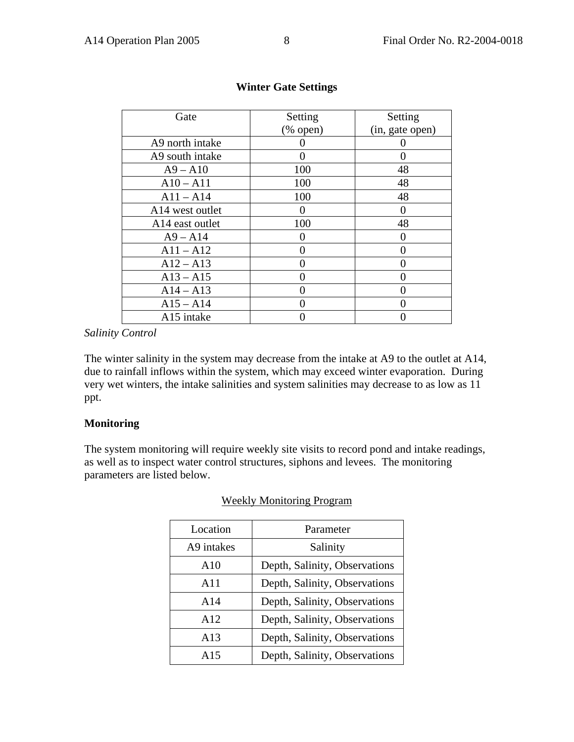**Winter Gate Settings**

| Gate | Setting (% open) | Setting (in, gate open) |
|---|---|---|
| A9 north intake | 0 | 0 |
| A9 south intake | 0 | 0 |
| A9 – A10 | 100 | 48 |
| A10 – A11 | 100 | 48 |
| A11 – A14 | 100 | 48 |
| A14 west outlet | 0 | 0 |
| A14 east outlet | 100 | 48 |
| A9 – A14 | 0 | 0 |
| A11 – A12 | 0 | 0 |
| A12 – A13 | 0 | 0 |
| A13 – A15 | 0 | 0 |
| A14 – A13 | 0 | 0 |
| A15 – A14 | 0 | 0 |
| A15 intake | 0 | 0 |

*Salinity Control*

The winter salinity in the system may decrease from the intake at A9 to the outlet at A14, due to rainfall inflows within the system, which may exceed winter evaporation. During very wet winters, the intake salinities and system salinities may decrease to as low as 11 ppt.

**Monitoring**

The system monitoring will require weekly site visits to record pond and intake readings, as well as to inspect water control structures, siphons and levees. The monitoring parameters are listed below.

Weekly Monitoring Program

| Location | Parameter |
|---|---|
| A9 intakes | Salinity |
| A10 | Depth, Salinity, Observations |
| A11 | Depth, Salinity, Observations |
| A14 | Depth, Salinity, Observations |
| A12 | Depth, Salinity, Observations |
| A13 | Depth, Salinity, Observations |
| A15 | Depth, Salinity, Observations |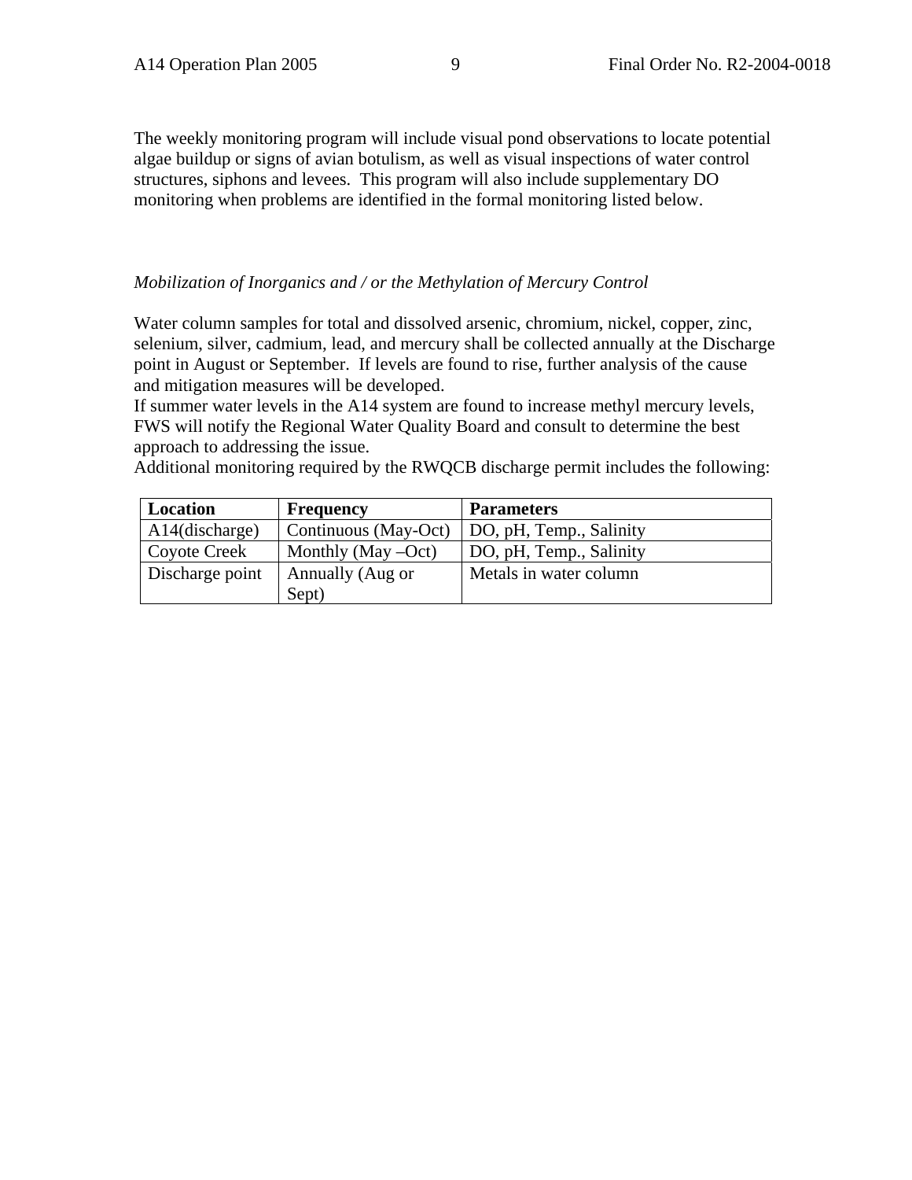The weekly monitoring program will include visual pond observations to locate potential algae buildup or signs of avian botulism, as well as visual inspections of water control structures, siphons and levees. This program will also include supplementary DO monitoring when problems are identified in the formal monitoring listed below.

*Mobilization of Inorganics and / or the Methylation of Mercury Control*

Water column samples for total and dissolved arsenic, chromium, nickel, copper, zinc, selenium, silver, cadmium, lead, and mercury shall be collected annually at the Discharge point in August or September. If levels are found to rise, further analysis of the cause and mitigation measures will be developed.
If summer water levels in the A14 system are found to increase methyl mercury levels, FWS will notify the Regional Water Quality Board and consult to determine the best approach to addressing the issue.
Additional monitoring required by the RWQCB discharge permit includes the following:

| Location | Frequency | Parameters |
|---|---|---|
| A14(discharge) | Continuous (May-Oct) | DO, pH, Temp., Salinity |
| Coyote Creek | Monthly (May –Oct) | DO, pH, Temp., Salinity |
| Discharge point | Annually (Aug or Sept) | Metals in water column |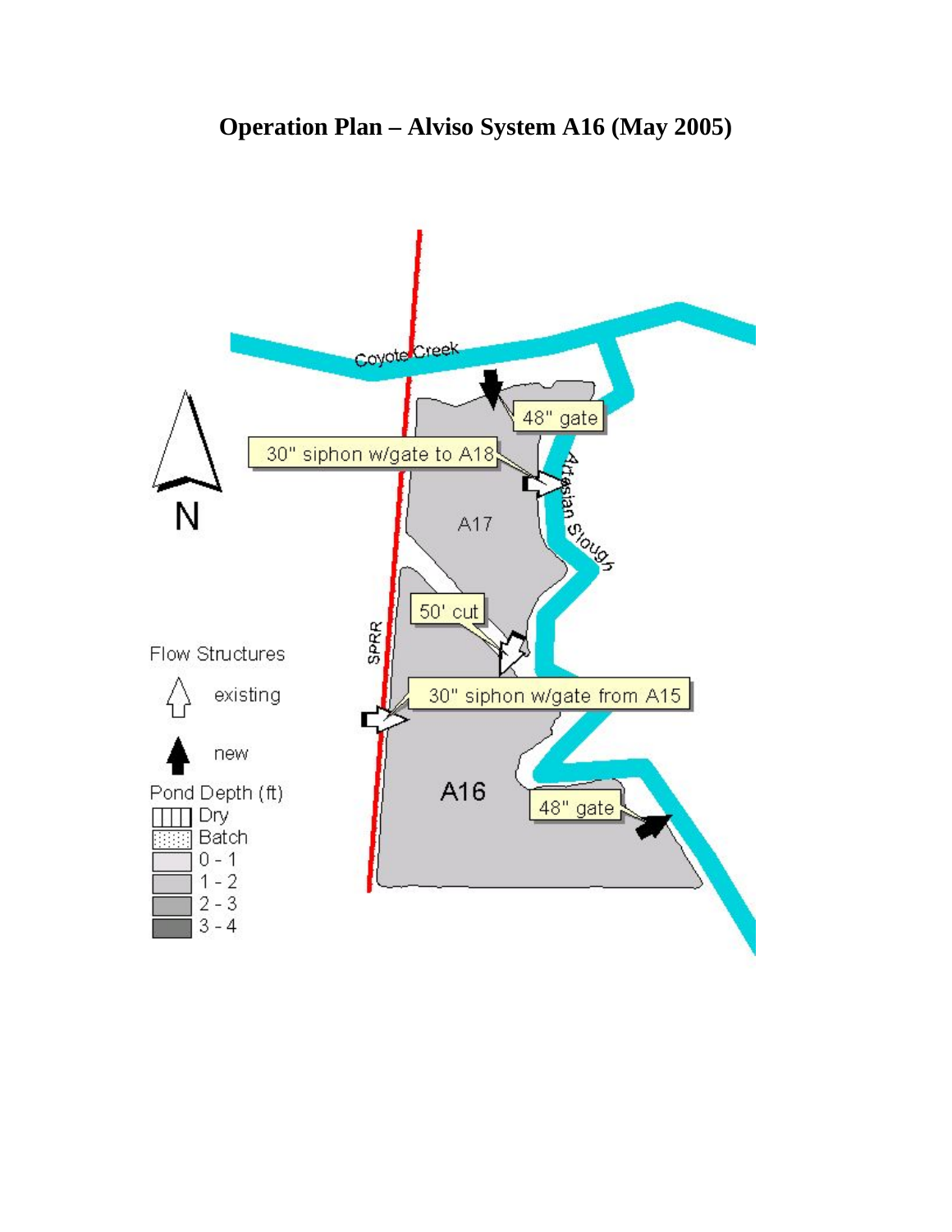# Operation Plan – Alviso System A16 (May 2005)

Coyote Creek

48" gate

30" siphon w/gate to A18

Artesian Slough

A17

50' cut

SPRR

30" siphon w/gate from A15

A16

48" gate

N

Flow Structures

existing

new

Pond Depth (ft)

Dry

Batch

0 - 1

1 - 2

2 - 3

3 - 4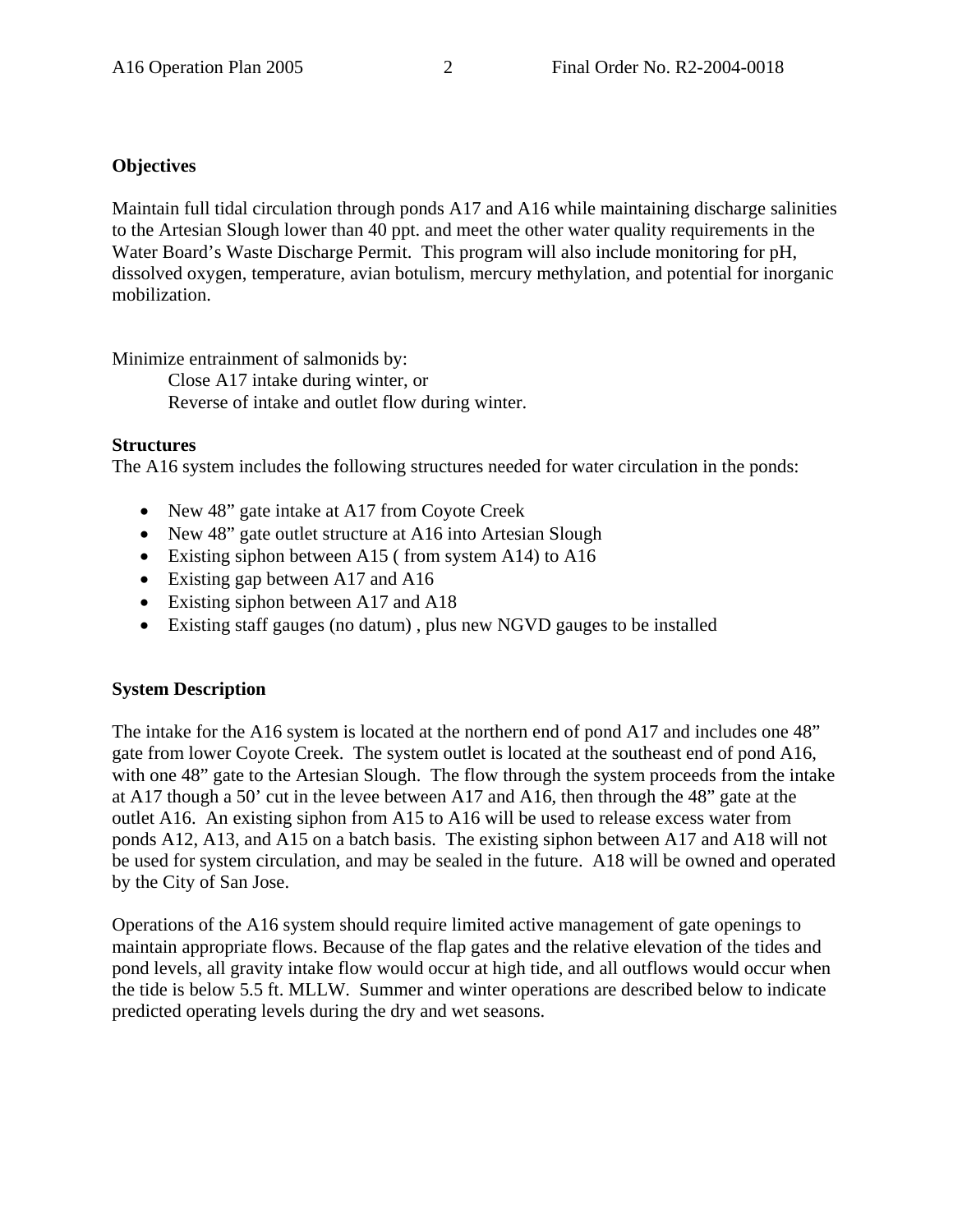**Objectives**

Maintain full tidal circulation through ponds A17 and A16 while maintaining discharge salinities to the Artesian Slough lower than 40 ppt. and meet the other water quality requirements in the Water Board's Waste Discharge Permit. This program will also include monitoring for pH, dissolved oxygen, temperature, avian botulism, mercury methylation, and potential for inorganic mobilization.

Minimize entrainment of salmonids by:

Close A17 intake during winter, or
Reverse of intake and outlet flow during winter.

**Structures**

The A16 system includes the following structures needed for water circulation in the ponds:

- New 48" gate intake at A17 from Coyote Creek
- New 48" gate outlet structure at A16 into Artesian Slough
- Existing siphon between A15 ( from system A14) to A16
- Existing gap between A17 and A16
- Existing siphon between A17 and A18
- Existing staff gauges (no datum) , plus new NGVD gauges to be installed

**System Description**

The intake for the A16 system is located at the northern end of pond A17 and includes one 48" gate from lower Coyote Creek. The system outlet is located at the southeast end of pond A16, with one 48" gate to the Artesian Slough. The flow through the system proceeds from the intake at A17 though a 50' cut in the levee between A17 and A16, then through the 48" gate at the outlet A16. An existing siphon from A15 to A16 will be used to release excess water from ponds A12, A13, and A15 on a batch basis. The existing siphon between A17 and A18 will not be used for system circulation, and may be sealed in the future. A18 will be owned and operated by the City of San Jose.

Operations of the A16 system should require limited active management of gate openings to maintain appropriate flows. Because of the flap gates and the relative elevation of the tides and pond levels, all gravity intake flow would occur at high tide, and all outflows would occur when the tide is below 5.5 ft. MLLW. Summer and winter operations are described below to indicate predicted operating levels during the dry and wet seasons.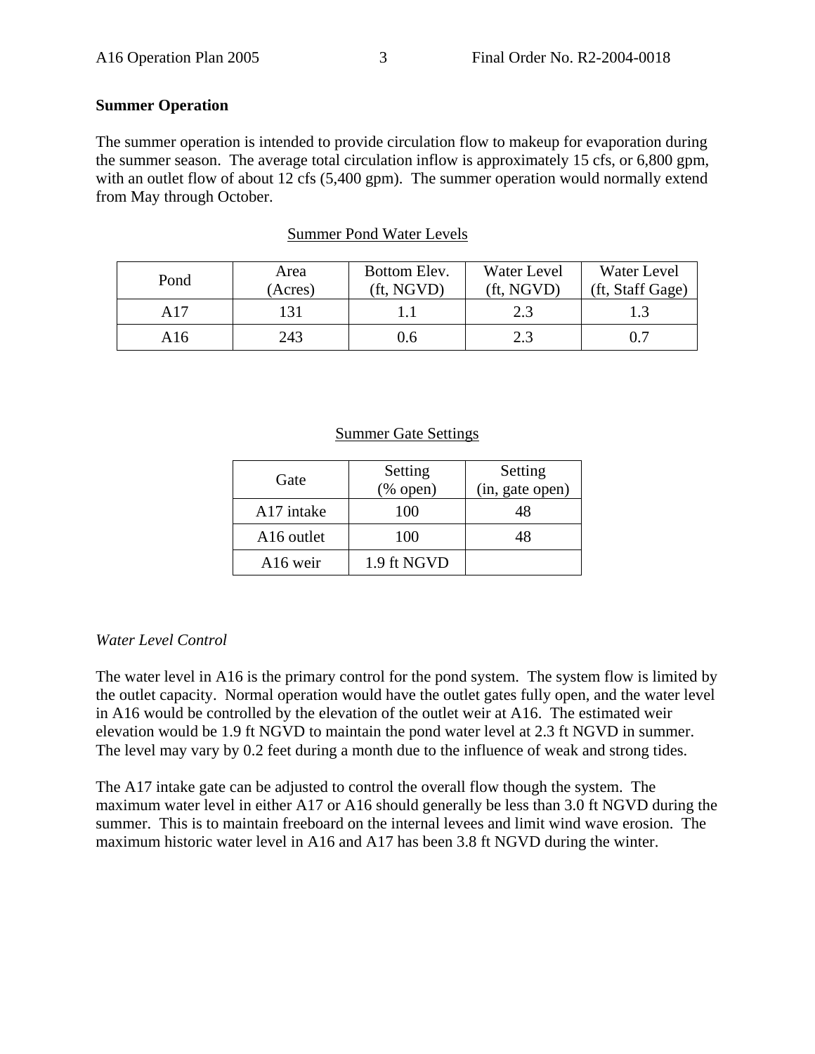**Summer Operation**

The summer operation is intended to provide circulation flow to makeup for evaporation during the summer season. The average total circulation inflow is approximately 15 cfs, or 6,800 gpm, with an outlet flow of about 12 cfs (5,400 gpm). The summer operation would normally extend from May through October.

Summer Pond Water Levels

| Pond | Area (Acres) | Bottom Elev. (ft, NGVD) | Water Level (ft, NGVD) | Water Level (ft, Staff Gage) |
|---|---|---|---|---|
| A17 | 131 | 1.1 | 2.3 | 1.3 |
| A16 | 243 | 0.6 | 2.3 | 0.7 |

Summer Gate Settings

| Gate | Setting (% open) | Setting (in, gate open) |
|---|---|---|
| A17 intake | 100 | 48 |
| A16 outlet | 100 | 48 |
| A16 weir | 1.9 ft NGVD | |

*Water Level Control*

The water level in A16 is the primary control for the pond system. The system flow is limited by the outlet capacity. Normal operation would have the outlet gates fully open, and the water level in A16 would be controlled by the elevation of the outlet weir at A16. The estimated weir elevation would be 1.9 ft NGVD to maintain the pond water level at 2.3 ft NGVD in summer. The level may vary by 0.2 feet during a month due to the influence of weak and strong tides.

The A17 intake gate can be adjusted to control the overall flow though the system. The maximum water level in either A17 or A16 should generally be less than 3.0 ft NGVD during the summer. This is to maintain freeboard on the internal levees and limit wind wave erosion. The maximum historic water level in A16 and A17 has been 3.8 ft NGVD during the winter.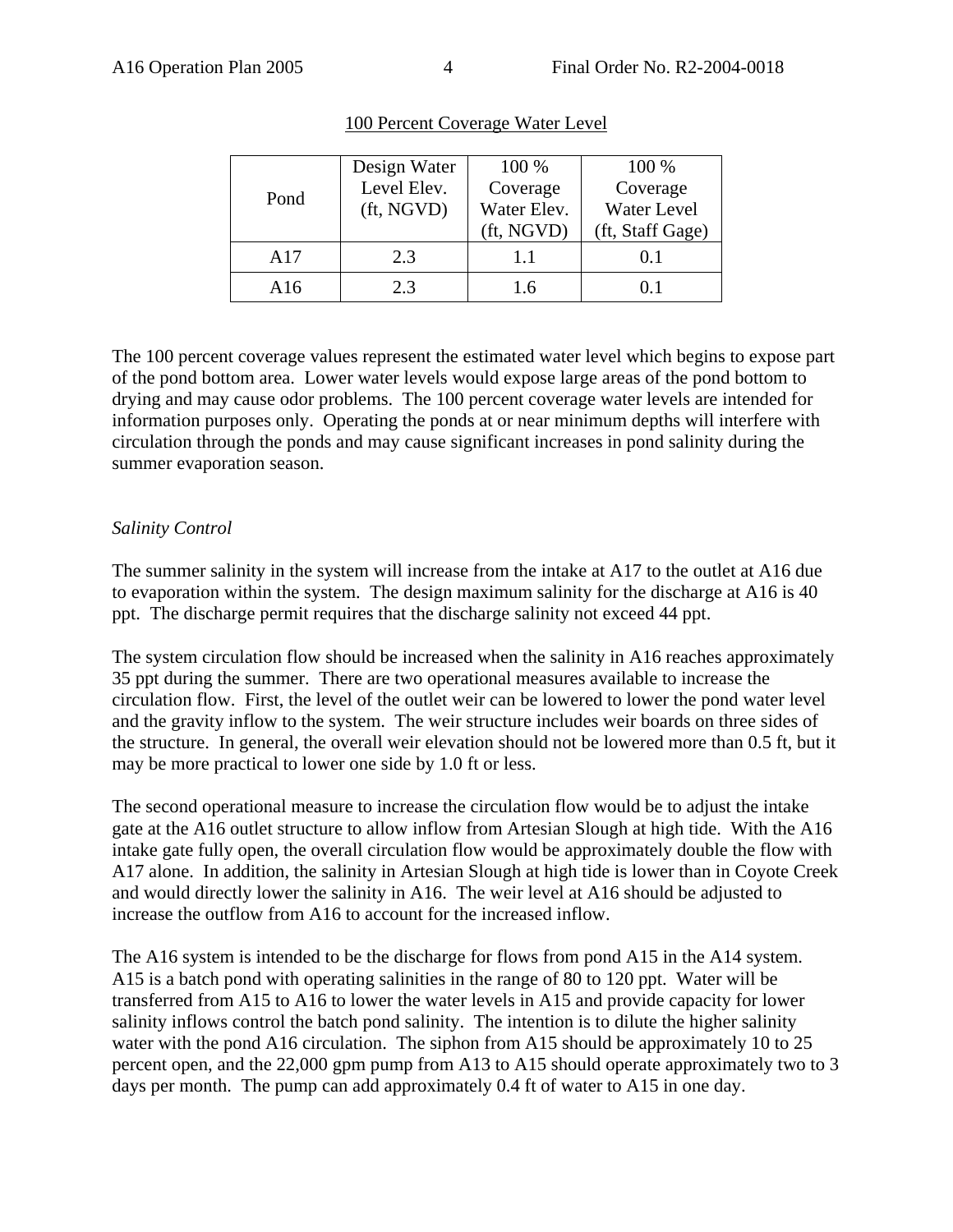100 Percent Coverage Water Level

| Pond | Design Water Level Elev. (ft, NGVD) | 100 % Coverage Water Elev. (ft, NGVD) | 100 % Coverage Water Level (ft, Staff Gage) |
|---|---|---|---|
| A17 | 2.3 | 1.1 | 0.1 |
| A16 | 2.3 | 1.6 | 0.1 |

The 100 percent coverage values represent the estimated water level which begins to expose part of the pond bottom area. Lower water levels would expose large areas of the pond bottom to drying and may cause odor problems. The 100 percent coverage water levels are intended for information purposes only. Operating the ponds at or near minimum depths will interfere with circulation through the ponds and may cause significant increases in pond salinity during the summer evaporation season.

*Salinity Control*

The summer salinity in the system will increase from the intake at A17 to the outlet at A16 due to evaporation within the system. The design maximum salinity for the discharge at A16 is 40 ppt. The discharge permit requires that the discharge salinity not exceed 44 ppt.

The system circulation flow should be increased when the salinity in A16 reaches approximately 35 ppt during the summer. There are two operational measures available to increase the circulation flow. First, the level of the outlet weir can be lowered to lower the pond water level and the gravity inflow to the system. The weir structure includes weir boards on three sides of the structure. In general, the overall weir elevation should not be lowered more than 0.5 ft, but it may be more practical to lower one side by 1.0 ft or less.

The second operational measure to increase the circulation flow would be to adjust the intake gate at the A16 outlet structure to allow inflow from Artesian Slough at high tide. With the A16 intake gate fully open, the overall circulation flow would be approximately double the flow with A17 alone. In addition, the salinity in Artesian Slough at high tide is lower than in Coyote Creek and would directly lower the salinity in A16. The weir level at A16 should be adjusted to increase the outflow from A16 to account for the increased inflow.

The A16 system is intended to be the discharge for flows from pond A15 in the A14 system. A15 is a batch pond with operating salinities in the range of 80 to 120 ppt. Water will be transferred from A15 to A16 to lower the water levels in A15 and provide capacity for lower salinity inflows control the batch pond salinity. The intention is to dilute the higher salinity water with the pond A16 circulation. The siphon from A15 should be approximately 10 to 25 percent open, and the 22,000 gpm pump from A13 to A15 should operate approximately two to 3 days per month. The pump can add approximately 0.4 ft of water to A15 in one day.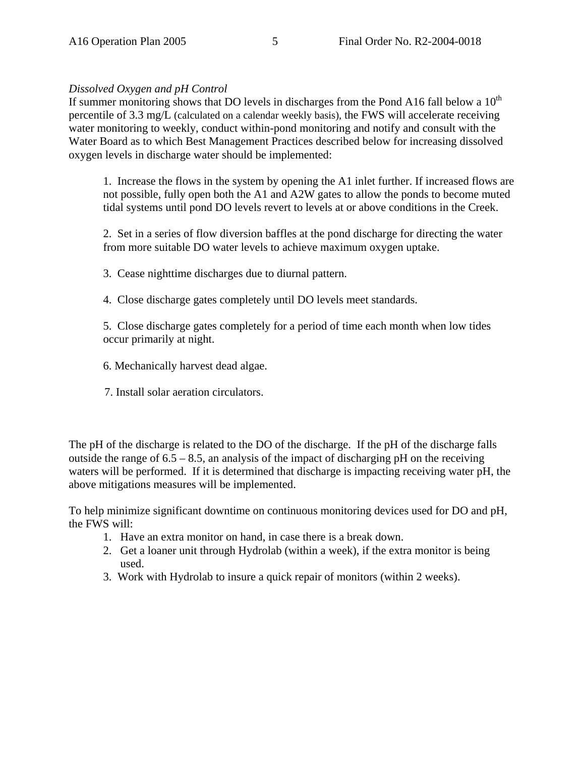*Dissolved Oxygen and pH Control*

If summer monitoring shows that DO levels in discharges from the Pond A16 fall below a $10^{th}$ percentile of 3.3 mg/L (calculated on a calendar weekly basis), the FWS will accelerate receiving water monitoring to weekly, conduct within-pond monitoring and notify and consult with the Water Board as to which Best Management Practices described below for increasing dissolved oxygen levels in discharge water should be implemented:

1. Increase the flows in the system by opening the A1 inlet further. If increased flows are not possible, fully open both the A1 and A2W gates to allow the ponds to become muted tidal systems until pond DO levels revert to levels at or above conditions in the Creek.

2. Set in a series of flow diversion baffles at the pond discharge for directing the water from more suitable DO water levels to achieve maximum oxygen uptake.

3. Cease nighttime discharges due to diurnal pattern.

4. Close discharge gates completely until DO levels meet standards.

5. Close discharge gates completely for a period of time each month when low tides occur primarily at night.

6. Mechanically harvest dead algae.

7. Install solar aeration circulators.

The pH of the discharge is related to the DO of the discharge. If the pH of the discharge falls outside the range of 6.5 – 8.5, an analysis of the impact of discharging pH on the receiving waters will be performed. If it is determined that discharge is impacting receiving water pH, the above mitigations measures will be implemented.

To help minimize significant downtime on continuous monitoring devices used for DO and pH, the FWS will:

1. Have an extra monitor on hand, in case there is a break down.
2. Get a loaner unit through Hydrolab (within a week), if the extra monitor is being used.
3. Work with Hydrolab to insure a quick repair of monitors (within 2 weeks).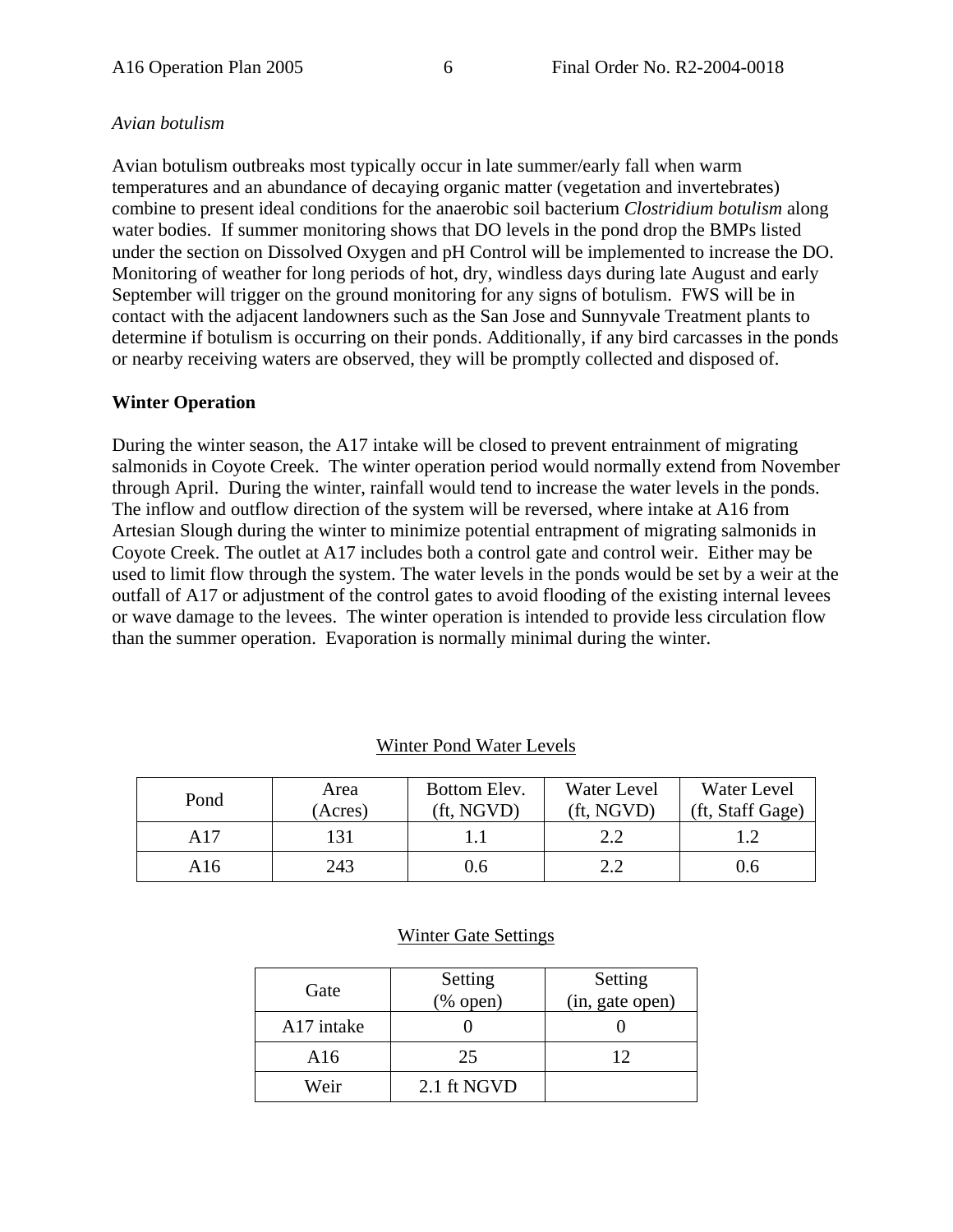*Avian botulism*

Avian botulism outbreaks most typically occur in late summer/early fall when warm temperatures and an abundance of decaying organic matter (vegetation and invertebrates) combine to present ideal conditions for the anaerobic soil bacterium *Clostridium botulism* along water bodies. If summer monitoring shows that DO levels in the pond drop the BMPs listed under the section on Dissolved Oxygen and pH Control will be implemented to increase the DO. Monitoring of weather for long periods of hot, dry, windless days during late August and early September will trigger on the ground monitoring for any signs of botulism. FWS will be in contact with the adjacent landowners such as the San Jose and Sunnyvale Treatment plants to determine if botulism is occurring on their ponds. Additionally, if any bird carcasses in the ponds or nearby receiving waters are observed, they will be promptly collected and disposed of.

**Winter Operation**

During the winter season, the A17 intake will be closed to prevent entrainment of migrating salmonids in Coyote Creek. The winter operation period would normally extend from November through April. During the winter, rainfall would tend to increase the water levels in the ponds. The inflow and outflow direction of the system will be reversed, where intake at A16 from Artesian Slough during the winter to minimize potential entrapment of migrating salmonids in Coyote Creek. The outlet at A17 includes both a control gate and control weir. Either may be used to limit flow through the system. The water levels in the ponds would be set by a weir at the outfall of A17 or adjustment of the control gates to avoid flooding of the existing internal levees or wave damage to the levees. The winter operation is intended to provide less circulation flow than the summer operation. Evaporation is normally minimal during the winter.

Winter Pond Water Levels

| Pond | Area (Acres) | Bottom Elev. (ft, NGVD) | Water Level (ft, NGVD) | Water Level (ft, Staff Gage) |
|---|---|---|---|---|
| A17 | 131 | 1.1 | 2.2 | 1.2 |
| A16 | 243 | 0.6 | 2.2 | 0.6 |

Winter Gate Settings

| Gate | Setting (% open) | Setting (in, gate open) |
|---|---|---|
| A17 intake | 0 | 0 |
| A16 | 25 | 12 |
| Weir | 2.1 ft NGVD | |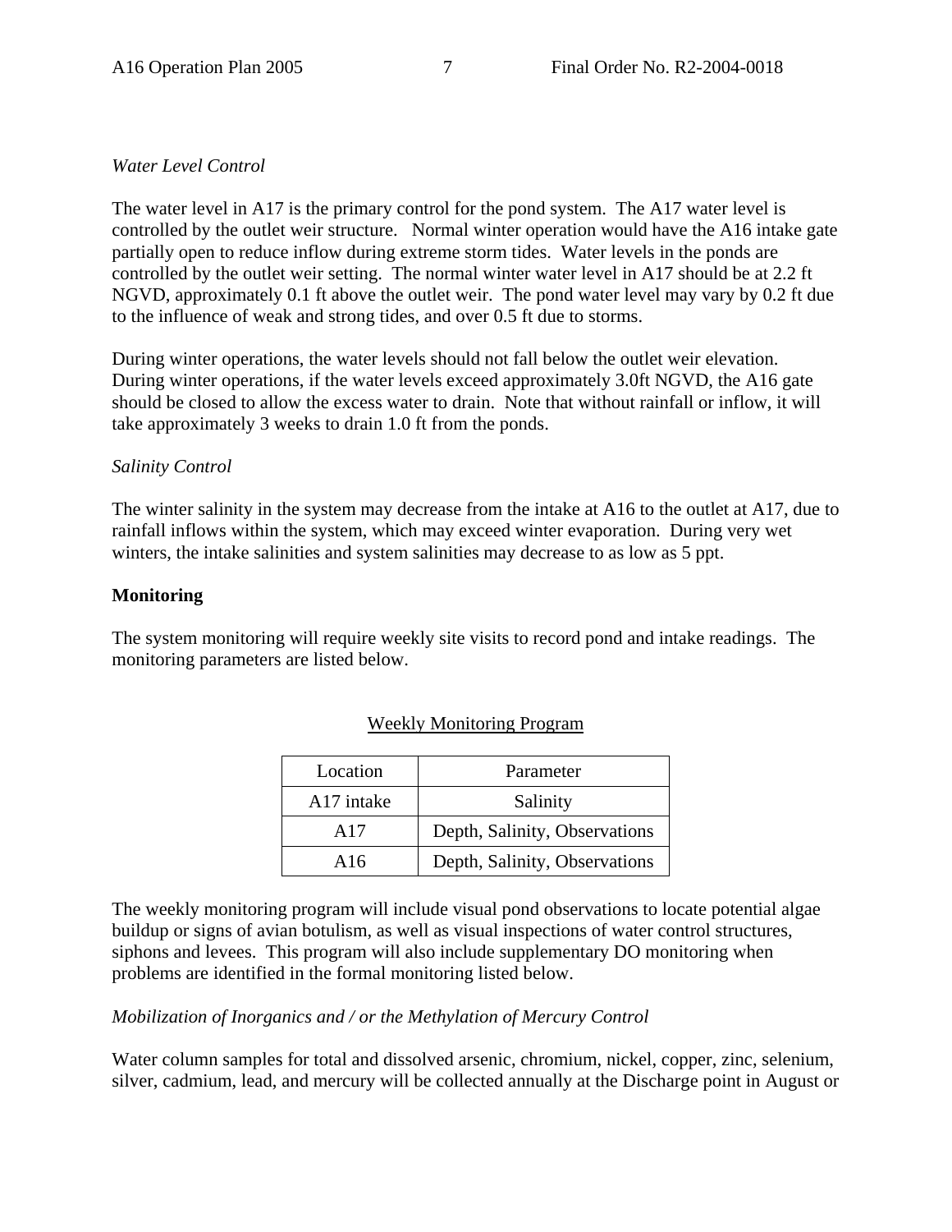*Water Level Control*

The water level in A17 is the primary control for the pond system. The A17 water level is controlled by the outlet weir structure. Normal winter operation would have the A16 intake gate partially open to reduce inflow during extreme storm tides. Water levels in the ponds are controlled by the outlet weir setting. The normal winter water level in A17 should be at 2.2 ft NGVD, approximately 0.1 ft above the outlet weir. The pond water level may vary by 0.2 ft due to the influence of weak and strong tides, and over 0.5 ft due to storms.

During winter operations, the water levels should not fall below the outlet weir elevation. During winter operations, if the water levels exceed approximately 3.0ft NGVD, the A16 gate should be closed to allow the excess water to drain. Note that without rainfall or inflow, it will take approximately 3 weeks to drain 1.0 ft from the ponds.

*Salinity Control*

The winter salinity in the system may decrease from the intake at A16 to the outlet at A17, due to rainfall inflows within the system, which may exceed winter evaporation. During very wet winters, the intake salinities and system salinities may decrease to as low as 5 ppt.

**Monitoring**

The system monitoring will require weekly site visits to record pond and intake readings. The monitoring parameters are listed below.

Weekly Monitoring Program

| Location | Parameter |
|---|---|
| A17 intake | Salinity |
| A17 | Depth, Salinity, Observations |
| A16 | Depth, Salinity, Observations |

The weekly monitoring program will include visual pond observations to locate potential algae buildup or signs of avian botulism, as well as visual inspections of water control structures, siphons and levees. This program will also include supplementary DO monitoring when problems are identified in the formal monitoring listed below.

*Mobilization of Inorganics and / or the Methylation of Mercury Control*

Water column samples for total and dissolved arsenic, chromium, nickel, copper, zinc, selenium, silver, cadmium, lead, and mercury will be collected annually at the Discharge point in August or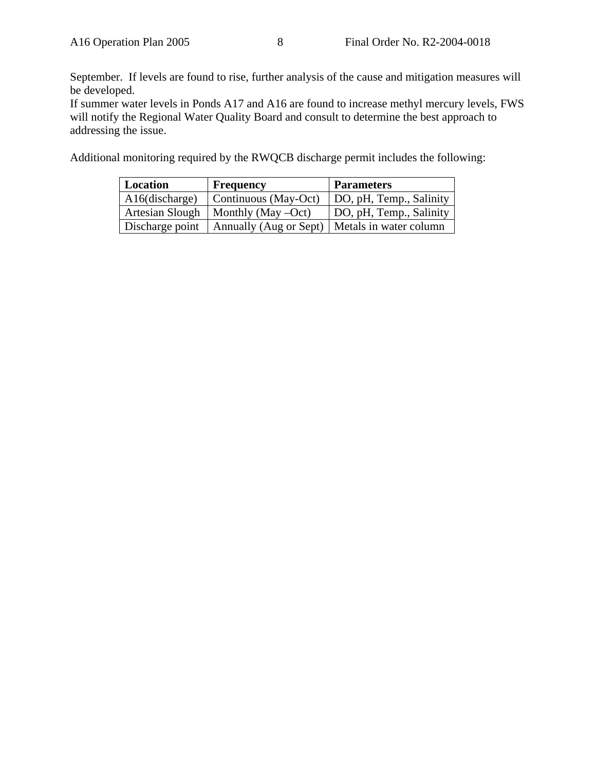September. If levels are found to rise, further analysis of the cause and mitigation measures will be developed.
If summer water levels in Ponds A17 and A16 are found to increase methyl mercury levels, FWS will notify the Regional Water Quality Board and consult to determine the best approach to addressing the issue.

Additional monitoring required by the RWQCB discharge permit includes the following:

| Location | Frequency | Parameters |
| --- | --- | --- |
| A16(discharge) | Continuous (May-Oct) | DO, pH, Temp., Salinity |
| Artesian Slough | Monthly (May –Oct) | DO, pH, Temp., Salinity |
| Discharge point | Annually (Aug or Sept) | Metals in water column |